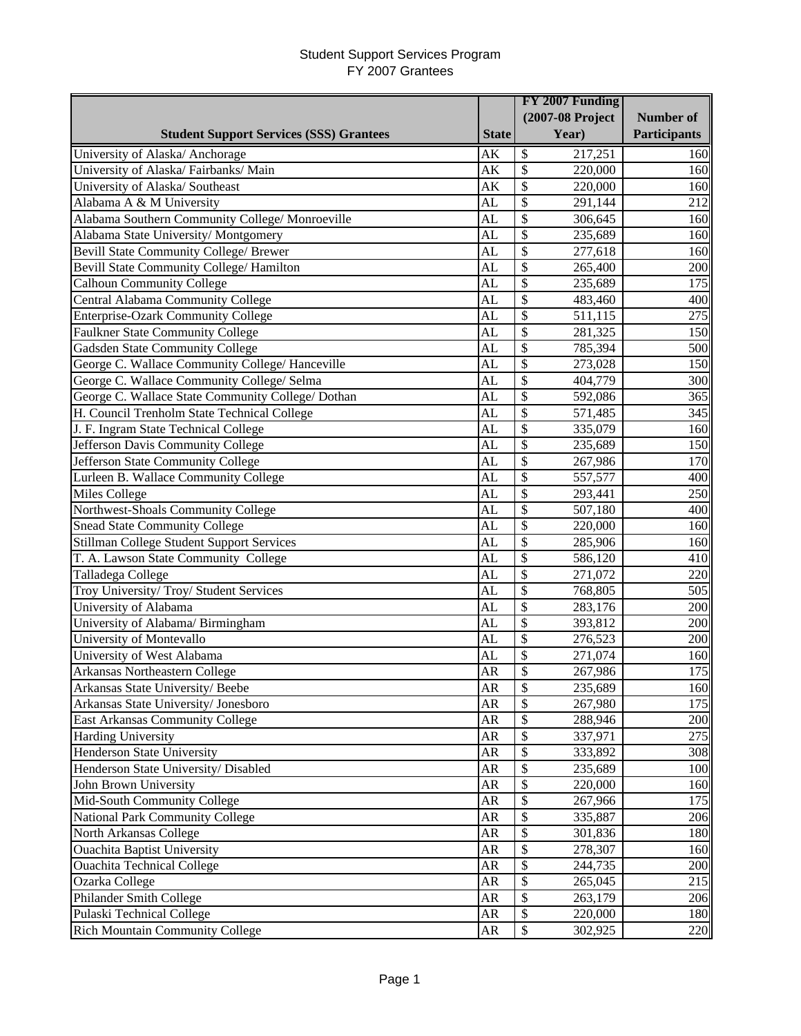# Student Support Services Program
## FY 2007 Grantees

| Student Support Services (SSS) Grantees | State | FY 2007 Funding (2007-08 Project Year) | Number of Participants |
|---|---|---|---|
| University of Alaska/ Anchorage | AK | $ 217,251 | 160 |
| University of Alaska/ Fairbanks/ Main | AK | $ 220,000 | 160 |
| University of Alaska/ Southeast | AK | $ 220,000 | 160 |
| Alabama A & M University | AL | $ 291,144 | 212 |
| Alabama Southern Community College/ Monroeville | AL | $ 306,645 | 160 |
| Alabama State University/ Montgomery | AL | $ 235,689 | 160 |
| Bevill State Community College/ Brewer | AL | $ 277,618 | 160 |
| Bevill State Community College/ Hamilton | AL | $ 265,400 | 200 |
| Calhoun Community College | AL | $ 235,689 | 175 |
| Central Alabama Community College | AL | $ 483,460 | 400 |
| Enterprise-Ozark Community College | AL | $ 511,115 | 275 |
| Faulkner State Community College | AL | $ 281,325 | 150 |
| Gadsden State Community College | AL | $ 785,394 | 500 |
| George C. Wallace Community College/ Hanceville | AL | $ 273,028 | 150 |
| George C. Wallace Community College/ Selma | AL | $ 404,779 | 300 |
| George C. Wallace State Community College/ Dothan | AL | $ 592,086 | 365 |
| H. Council Trenholm State Technical College | AL | $ 571,485 | 345 |
| J. F. Ingram State Technical College | AL | $ 335,079 | 160 |
| Jefferson Davis Community College | AL | $ 235,689 | 150 |
| Jefferson State Community College | AL | $ 267,986 | 170 |
| Lurleen B. Wallace Community College | AL | $ 557,577 | 400 |
| Miles College | AL | $ 293,441 | 250 |
| Northwest-Shoals Community College | AL | $ 507,180 | 400 |
| Snead State Community College | AL | $ 220,000 | 160 |
| Stillman College Student Support Services | AL | $ 285,906 | 160 |
| T. A. Lawson State Community College | AL | $ 586,120 | 410 |
| Talladega College | AL | $ 271,072 | 220 |
| Troy University/ Troy/ Student Services | AL | $ 768,805 | 505 |
| University of Alabama | AL | $ 283,176 | 200 |
| University of Alabama/ Birmingham | AL | $ 393,812 | 200 |
| University of Montevallo | AL | $ 276,523 | 200 |
| University of West Alabama | AL | $ 271,074 | 160 |
| Arkansas Northeastern College | AR | $ 267,986 | 175 |
| Arkansas State University/ Beebe | AR | $ 235,689 | 160 |
| Arkansas State University/ Jonesboro | AR | $ 267,980 | 175 |
| East Arkansas Community College | AR | $ 288,946 | 200 |
| Harding University | AR | $ 337,971 | 275 |
| Henderson State University | AR | $ 333,892 | 308 |
| Henderson State University/ Disabled | AR | $ 235,689 | 100 |
| John Brown University | AR | $ 220,000 | 160 |
| Mid-South Community College | AR | $ 267,966 | 175 |
| National Park Community College | AR | $ 335,887 | 206 |
| North Arkansas College | AR | $ 301,836 | 180 |
| Ouachita Baptist University | AR | $ 278,307 | 160 |
| Ouachita Technical College | AR | $ 244,735 | 200 |
| Ozarka College | AR | $ 265,045 | 215 |
| Philander Smith College | AR | $ 263,179 | 206 |
| Pulaski Technical College | AR | $ 220,000 | 180 |
| Rich Mountain Community College | AR | $ 302,925 | 220 |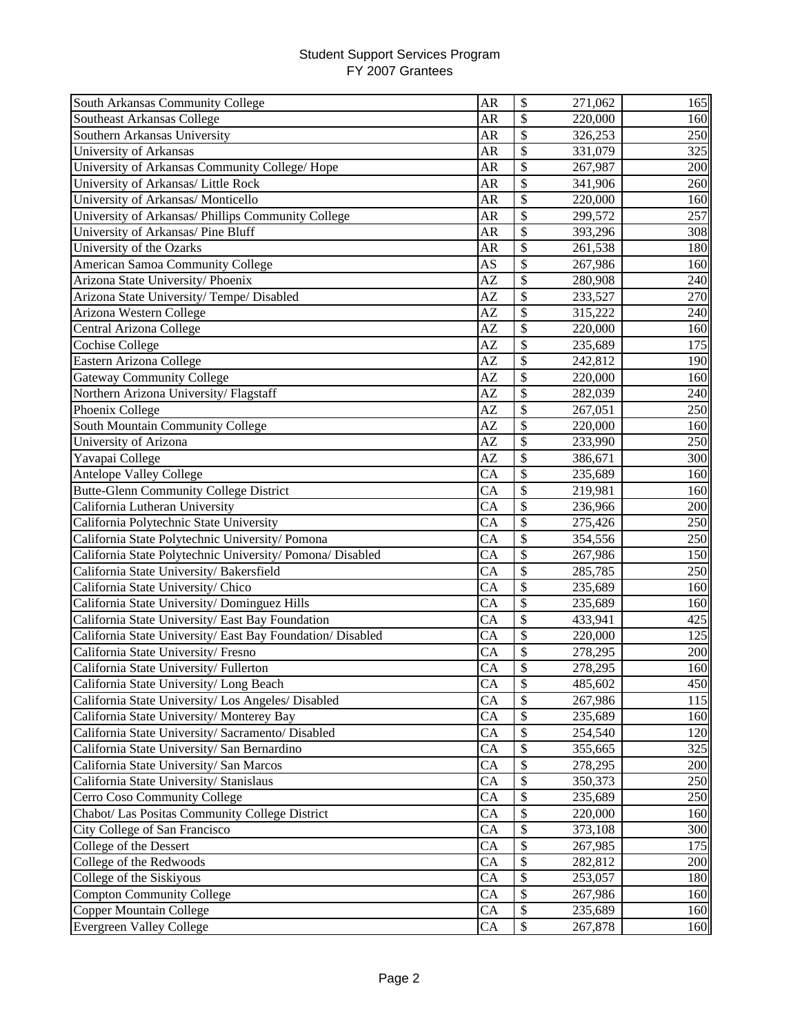# Student Support Services Program
## FY 2007 Grantees

| Institution | State | Amount | Participants |
|---|---|---|---|
| South Arkansas Community College | AR | $ 271,062 | 165 |
| Southeast Arkansas College | AR | $ 220,000 | 160 |
| Southern Arkansas University | AR | $ 326,253 | 250 |
| University of Arkansas | AR | $ 331,079 | 325 |
| University of Arkansas Community College/ Hope | AR | $ 267,987 | 200 |
| University of Arkansas/ Little Rock | AR | $ 341,906 | 260 |
| University of Arkansas/ Monticello | AR | $ 220,000 | 160 |
| University of Arkansas/ Phillips Community College | AR | $ 299,572 | 257 |
| University of Arkansas/ Pine Bluff | AR | $ 393,296 | 308 |
| University of the Ozarks | AR | $ 261,538 | 180 |
| American Samoa Community College | AS | $ 267,986 | 160 |
| Arizona State University/ Phoenix | AZ | $ 280,908 | 240 |
| Arizona State University/ Tempe/ Disabled | AZ | $ 233,527 | 270 |
| Arizona Western College | AZ | $ 315,222 | 240 |
| Central Arizona College | AZ | $ 220,000 | 160 |
| Cochise College | AZ | $ 235,689 | 175 |
| Eastern Arizona College | AZ | $ 242,812 | 190 |
| Gateway Community College | AZ | $ 220,000 | 160 |
| Northern Arizona University/ Flagstaff | AZ | $ 282,039 | 240 |
| Phoenix College | AZ | $ 267,051 | 250 |
| South Mountain Community College | AZ | $ 220,000 | 160 |
| University of Arizona | AZ | $ 233,990 | 250 |
| Yavapai College | AZ | $ 386,671 | 300 |
| Antelope Valley College | CA | $ 235,689 | 160 |
| Butte-Glenn Community College District | CA | $ 219,981 | 160 |
| California Lutheran University | CA | $ 236,966 | 200 |
| California Polytechnic State University | CA | $ 275,426 | 250 |
| California State Polytechnic University/ Pomona | CA | $ 354,556 | 250 |
| California State Polytechnic University/ Pomona/ Disabled | CA | $ 267,986 | 150 |
| California State University/ Bakersfield | CA | $ 285,785 | 250 |
| California State University/ Chico | CA | $ 235,689 | 160 |
| California State University/ Dominguez Hills | CA | $ 235,689 | 160 |
| California State University/ East Bay Foundation | CA | $ 433,941 | 425 |
| California State University/ East Bay Foundation/ Disabled | CA | $ 220,000 | 125 |
| California State University/ Fresno | CA | $ 278,295 | 200 |
| California State University/ Fullerton | CA | $ 278,295 | 160 |
| California State University/ Long Beach | CA | $ 485,602 | 450 |
| California State University/ Los Angeles/ Disabled | CA | $ 267,986 | 115 |
| California State University/ Monterey Bay | CA | $ 235,689 | 160 |
| California State University/ Sacramento/ Disabled | CA | $ 254,540 | 120 |
| California State University/ San Bernardino | CA | $ 355,665 | 325 |
| California State University/ San Marcos | CA | $ 278,295 | 200 |
| California State University/ Stanislaus | CA | $ 350,373 | 250 |
| Cerro Coso Community College | CA | $ 235,689 | 250 |
| Chabot/ Las Positas Community College District | CA | $ 220,000 | 160 |
| City College of San Francisco | CA | $ 373,108 | 300 |
| College of the Dessert | CA | $ 267,985 | 175 |
| College of the Redwoods | CA | $ 282,812 | 200 |
| College of the Siskiyous | CA | $ 253,057 | 180 |
| Compton Community College | CA | $ 267,986 | 160 |
| Copper Mountain College | CA | $ 235,689 | 160 |
| Evergreen Valley College | CA | $ 267,878 | 160 |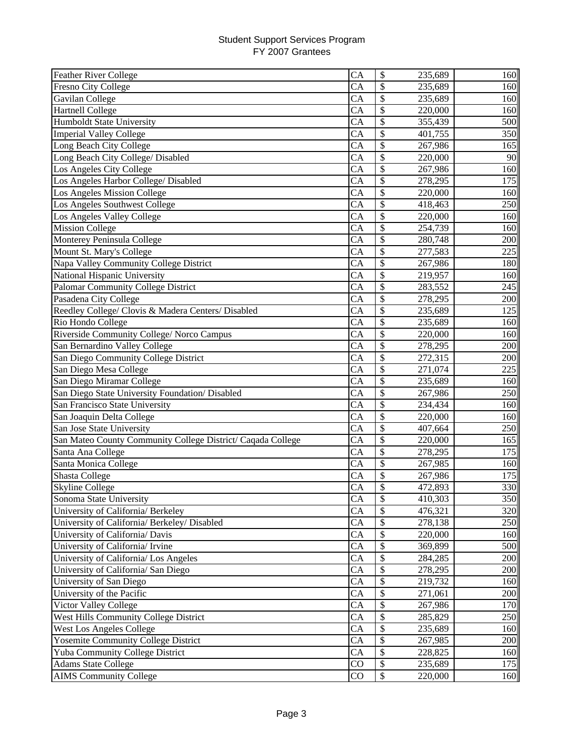Student Support Services Program
FY 2007 Grantees

| | | | |
|---|---|---|---|
| Feather River College | CA | $ 235,689 | 160 |
| Fresno City College | CA | $ 235,689 | 160 |
| Gavilan College | CA | $ 235,689 | 160 |
| Hartnell College | CA | $ 220,000 | 160 |
| Humboldt State University | CA | $ 355,439 | 500 |
| Imperial Valley College | CA | $ 401,755 | 350 |
| Long Beach City College | CA | $ 267,986 | 165 |
| Long Beach City College/ Disabled | CA | $ 220,000 | 90 |
| Los Angeles City College | CA | $ 267,986 | 160 |
| Los Angeles Harbor College/ Disabled | CA | $ 278,295 | 175 |
| Los Angeles Mission College | CA | $ 220,000 | 160 |
| Los Angeles Southwest College | CA | $ 418,463 | 250 |
| Los Angeles Valley College | CA | $ 220,000 | 160 |
| Mission College | CA | $ 254,739 | 160 |
| Monterey Peninsula College | CA | $ 280,748 | 200 |
| Mount St. Mary's College | CA | $ 277,583 | 225 |
| Napa Valley Community College District | CA | $ 267,986 | 180 |
| National Hispanic University | CA | $ 219,957 | 160 |
| Palomar Community College District | CA | $ 283,552 | 245 |
| Pasadena City College | CA | $ 278,295 | 200 |
| Reedley College/ Clovis & Madera Centers/ Disabled | CA | $ 235,689 | 125 |
| Rio Hondo College | CA | $ 235,689 | 160 |
| Riverside Community College/ Norco Campus | CA | $ 220,000 | 160 |
| San Bernardino Valley College | CA | $ 278,295 | 200 |
| San Diego Community College District | CA | $ 272,315 | 200 |
| San Diego Mesa College | CA | $ 271,074 | 225 |
| San Diego Miramar College | CA | $ 235,689 | 160 |
| San Diego State University Foundation/ Disabled | CA | $ 267,986 | 250 |
| San Francisco State University | CA | $ 234,434 | 160 |
| San Joaquin Delta College | CA | $ 220,000 | 160 |
| San Jose State University | CA | $ 407,664 | 250 |
| San Mateo County Community College District/ Caqada College | CA | $ 220,000 | 165 |
| Santa Ana College | CA | $ 278,295 | 175 |
| Santa Monica College | CA | $ 267,985 | 160 |
| Shasta College | CA | $ 267,986 | 175 |
| Skyline College | CA | $ 472,893 | 330 |
| Sonoma State University | CA | $ 410,303 | 350 |
| University of California/ Berkeley | CA | $ 476,321 | 320 |
| University of California/ Berkeley/ Disabled | CA | $ 278,138 | 250 |
| University of California/ Davis | CA | $ 220,000 | 160 |
| University of California/ Irvine | CA | $ 369,899 | 500 |
| University of California/ Los Angeles | CA | $ 284,285 | 200 |
| University of California/ San Diego | CA | $ 278,295 | 200 |
| University of San Diego | CA | $ 219,732 | 160 |
| University of the Pacific | CA | $ 271,061 | 200 |
| Victor Valley College | CA | $ 267,986 | 170 |
| West Hills Community College District | CA | $ 285,829 | 250 |
| West Los Angeles College | CA | $ 235,689 | 160 |
| Yosemite Community College District | CA | $ 267,985 | 200 |
| Yuba Community College District | CA | $ 228,825 | 160 |
| Adams State College | CO | $ 235,689 | 175 |
| AIMS Community College | CO | $ 220,000 | 160 |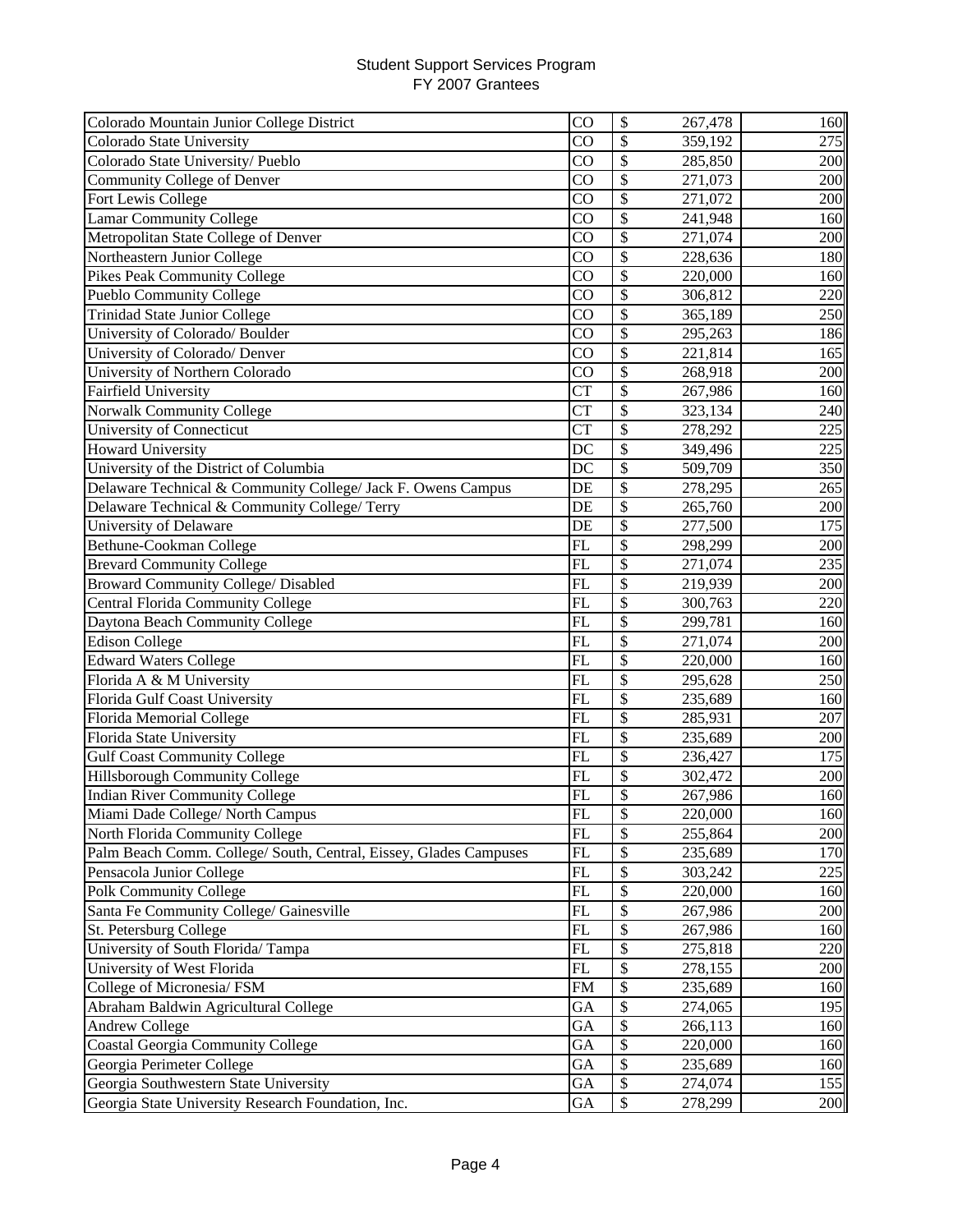# Student Support Services Program
# FY 2007 Grantees

| Institution | State | | Amount | Participants |
|---|---|---|---|---|
| Colorado Mountain Junior College District | CO | $ | 267,478 | 160 |
| Colorado State University | CO | $ | 359,192 | 275 |
| Colorado State University/ Pueblo | CO | $ | 285,850 | 200 |
| Community College of Denver | CO | $ | 271,073 | 200 |
| Fort Lewis College | CO | $ | 271,072 | 200 |
| Lamar Community College | CO | $ | 241,948 | 160 |
| Metropolitan State College of Denver | CO | $ | 271,074 | 200 |
| Northeastern Junior College | CO | $ | 228,636 | 180 |
| Pikes Peak Community College | CO | $ | 220,000 | 160 |
| Pueblo Community College | CO | $ | 306,812 | 220 |
| Trinidad State Junior College | CO | $ | 365,189 | 250 |
| University of Colorado/ Boulder | CO | $ | 295,263 | 186 |
| University of Colorado/ Denver | CO | $ | 221,814 | 165 |
| University of Northern Colorado | CO | $ | 268,918 | 200 |
| Fairfield University | CT | $ | 267,986 | 160 |
| Norwalk Community College | CT | $ | 323,134 | 240 |
| University of Connecticut | CT | $ | 278,292 | 225 |
| Howard University | DC | $ | 349,496 | 225 |
| University of the District of Columbia | DC | $ | 509,709 | 350 |
| Delaware Technical & Community College/ Jack F. Owens Campus | DE | $ | 278,295 | 265 |
| Delaware Technical & Community College/ Terry | DE | $ | 265,760 | 200 |
| University of Delaware | DE | $ | 277,500 | 175 |
| Bethune-Cookman College | FL | $ | 298,299 | 200 |
| Brevard Community College | FL | $ | 271,074 | 235 |
| Broward Community College/ Disabled | FL | $ | 219,939 | 200 |
| Central Florida Community College | FL | $ | 300,763 | 220 |
| Daytona Beach Community College | FL | $ | 299,781 | 160 |
| Edison College | FL | $ | 271,074 | 200 |
| Edward Waters College | FL | $ | 220,000 | 160 |
| Florida A & M University | FL | $ | 295,628 | 250 |
| Florida Gulf Coast University | FL | $ | 235,689 | 160 |
| Florida Memorial College | FL | $ | 285,931 | 207 |
| Florida State University | FL | $ | 235,689 | 200 |
| Gulf Coast Community College | FL | $ | 236,427 | 175 |
| Hillsborough Community College | FL | $ | 302,472 | 200 |
| Indian River Community College | FL | $ | 267,986 | 160 |
| Miami Dade College/ North Campus | FL | $ | 220,000 | 160 |
| North Florida Community College | FL | $ | 255,864 | 200 |
| Palm Beach Comm. College/ South, Central, Eissey, Glades Campuses | FL | $ | 235,689 | 170 |
| Pensacola Junior College | FL | $ | 303,242 | 225 |
| Polk Community College | FL | $ | 220,000 | 160 |
| Santa Fe Community College/ Gainesville | FL | $ | 267,986 | 200 |
| St. Petersburg College | FL | $ | 267,986 | 160 |
| University of South Florida/ Tampa | FL | $ | 275,818 | 220 |
| University of West Florida | FL | $ | 278,155 | 200 |
| College of Micronesia/ FSM | FM | $ | 235,689 | 160 |
| Abraham Baldwin Agricultural College | GA | $ | 274,065 | 195 |
| Andrew College | GA | $ | 266,113 | 160 |
| Coastal Georgia Community College | GA | $ | 220,000 | 160 |
| Georgia Perimeter College | GA | $ | 235,689 | 160 |
| Georgia Southwestern State University | GA | $ | 274,074 | 155 |
| Georgia State University Research Foundation, Inc. | GA | $ | 278,299 | 200 |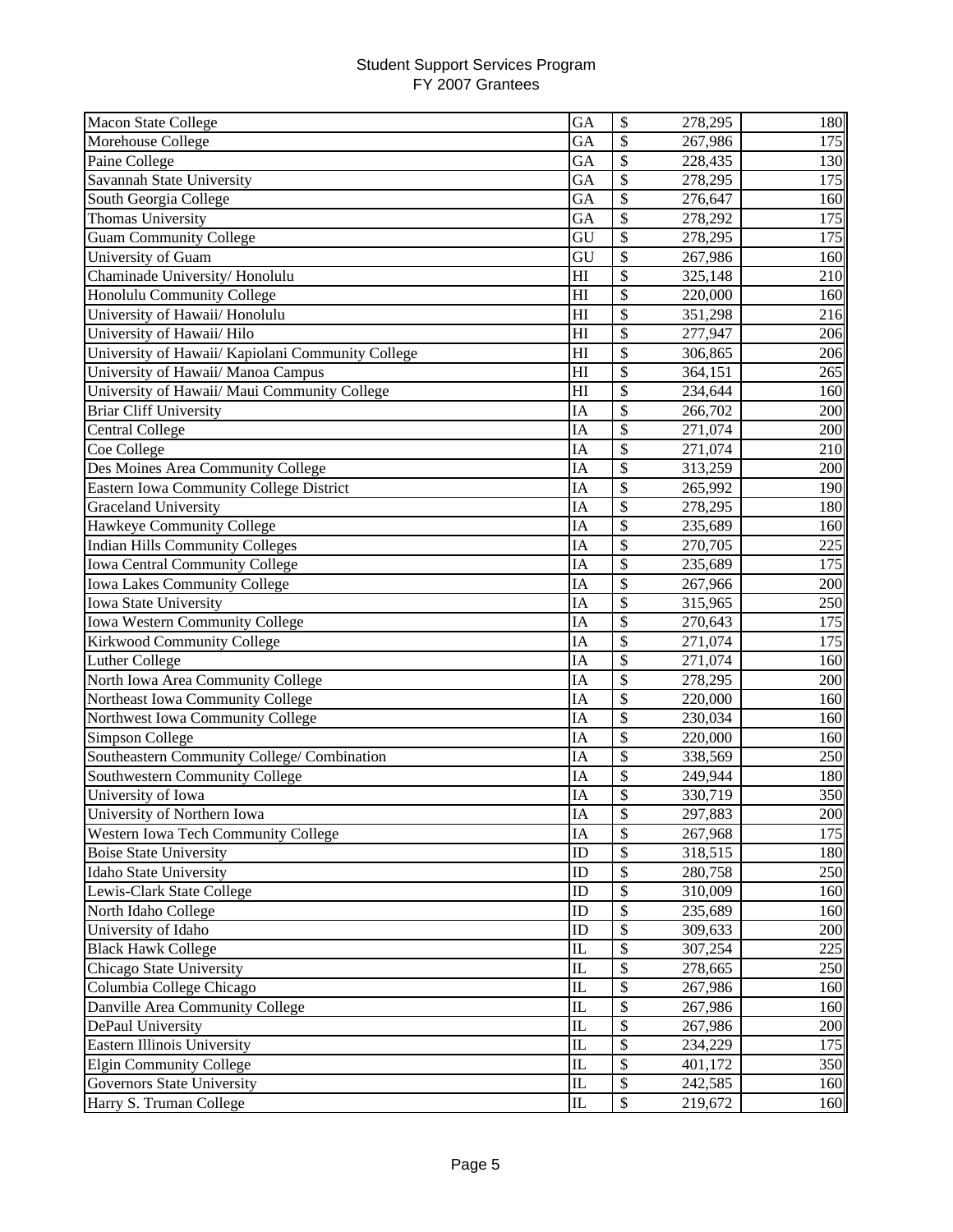Student Support Services Program
FY 2007 Grantees

| | | | |
|---|---|---|---|
| Macon State College | GA | $ 278,295 | 180 |
| Morehouse College | GA | $ 267,986 | 175 |
| Paine College | GA | $ 228,435 | 130 |
| Savannah State University | GA | $ 278,295 | 175 |
| South Georgia College | GA | $ 276,647 | 160 |
| Thomas University | GA | $ 278,292 | 175 |
| Guam Community College | GU | $ 278,295 | 175 |
| University of Guam | GU | $ 267,986 | 160 |
| Chaminade University/ Honolulu | HI | $ 325,148 | 210 |
| Honolulu Community College | HI | $ 220,000 | 160 |
| University of Hawaii/ Honolulu | HI | $ 351,298 | 216 |
| University of Hawaii/ Hilo | HI | $ 277,947 | 206 |
| University of Hawaii/ Kapiolani Community College | HI | $ 306,865 | 206 |
| University of Hawaii/ Manoa Campus | HI | $ 364,151 | 265 |
| University of Hawaii/ Maui Community College | HI | $ 234,644 | 160 |
| Briar Cliff University | IA | $ 266,702 | 200 |
| Central College | IA | $ 271,074 | 200 |
| Coe College | IA | $ 271,074 | 210 |
| Des Moines Area Community College | IA | $ 313,259 | 200 |
| Eastern Iowa Community College District | IA | $ 265,992 | 190 |
| Graceland University | IA | $ 278,295 | 180 |
| Hawkeye Community College | IA | $ 235,689 | 160 |
| Indian Hills Community Colleges | IA | $ 270,705 | 225 |
| Iowa Central Community College | IA | $ 235,689 | 175 |
| Iowa Lakes Community College | IA | $ 267,966 | 200 |
| Iowa State University | IA | $ 315,965 | 250 |
| Iowa Western Community College | IA | $ 270,643 | 175 |
| Kirkwood Community College | IA | $ 271,074 | 175 |
| Luther College | IA | $ 271,074 | 160 |
| North Iowa Area Community College | IA | $ 278,295 | 200 |
| Northeast Iowa Community College | IA | $ 220,000 | 160 |
| Northwest Iowa Community College | IA | $ 230,034 | 160 |
| Simpson College | IA | $ 220,000 | 160 |
| Southeastern Community College/ Combination | IA | $ 338,569 | 250 |
| Southwestern Community College | IA | $ 249,944 | 180 |
| University of Iowa | IA | $ 330,719 | 350 |
| University of Northern Iowa | IA | $ 297,883 | 200 |
| Western Iowa Tech Community College | IA | $ 267,968 | 175 |
| Boise State University | ID | $ 318,515 | 180 |
| Idaho State University | ID | $ 280,758 | 250 |
| Lewis-Clark State College | ID | $ 310,009 | 160 |
| North Idaho College | ID | $ 235,689 | 160 |
| University of Idaho | ID | $ 309,633 | 200 |
| Black Hawk College | IL | $ 307,254 | 225 |
| Chicago State University | IL | $ 278,665 | 250 |
| Columbia College Chicago | IL | $ 267,986 | 160 |
| Danville Area Community College | IL | $ 267,986 | 160 |
| DePaul University | IL | $ 267,986 | 200 |
| Eastern Illinois University | IL | $ 234,229 | 175 |
| Elgin Community College | IL | $ 401,172 | 350 |
| Governors State University | IL | $ 242,585 | 160 |
| Harry S. Truman College | IL | $ 219,672 | 160 |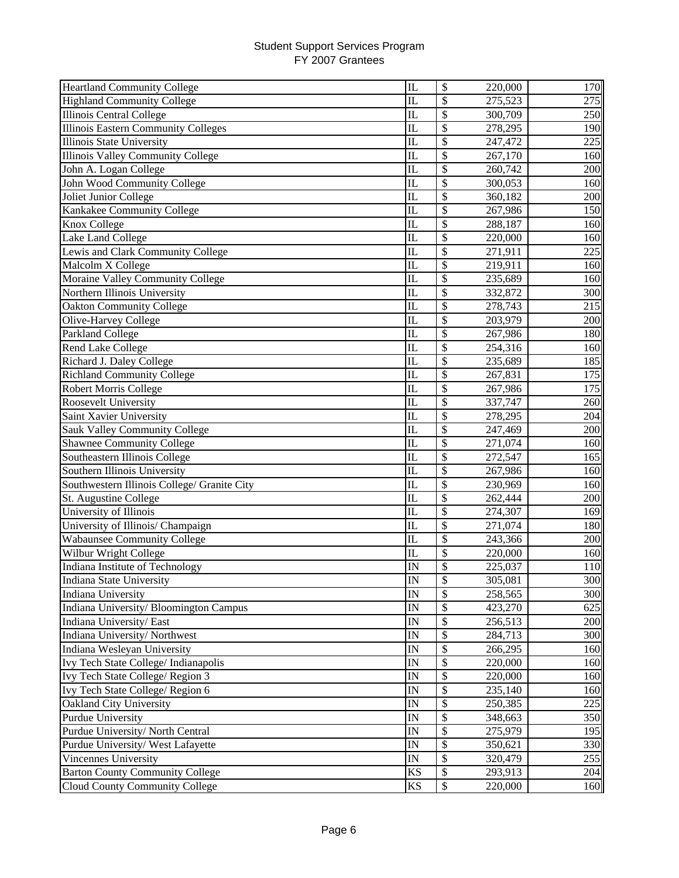Student Support Services Program
FY 2007 Grantees

| | | | |
|---|---|---|---|
| Heartland Community College | IL | $ 220,000 | 170 |
| Highland Community College | IL | $ 275,523 | 275 |
| Illinois Central College | IL | $ 300,709 | 250 |
| Illinois Eastern Community Colleges | IL | $ 278,295 | 190 |
| Illinois State University | IL | $ 247,472 | 225 |
| Illinois Valley Community College | IL | $ 267,170 | 160 |
| John A. Logan College | IL | $ 260,742 | 200 |
| John Wood Community College | IL | $ 300,053 | 160 |
| Joliet Junior College | IL | $ 360,182 | 200 |
| Kankakee Community College | IL | $ 267,986 | 150 |
| Knox College | IL | $ 288,187 | 160 |
| Lake Land College | IL | $ 220,000 | 160 |
| Lewis and Clark Community College | IL | $ 271,911 | 225 |
| Malcolm X College | IL | $ 219,911 | 160 |
| Moraine Valley Community College | IL | $ 235,689 | 160 |
| Northern Illinois University | IL | $ 332,872 | 300 |
| Oakton Community College | IL | $ 278,743 | 215 |
| Olive-Harvey College | IL | $ 203,979 | 200 |
| Parkland College | IL | $ 267,986 | 180 |
| Rend Lake College | IL | $ 254,316 | 160 |
| Richard J. Daley College | IL | $ 235,689 | 185 |
| Richland Community College | IL | $ 267,831 | 175 |
| Robert Morris College | IL | $ 267,986 | 175 |
| Roosevelt University | IL | $ 337,747 | 260 |
| Saint Xavier University | IL | $ 278,295 | 204 |
| Sauk Valley Community College | IL | $ 247,469 | 200 |
| Shawnee Community College | IL | $ 271,074 | 160 |
| Southeastern Illinois College | IL | $ 272,547 | 165 |
| Southern Illinois University | IL | $ 267,986 | 160 |
| Southwestern Illinois College/ Granite City | IL | $ 230,969 | 160 |
| St. Augustine College | IL | $ 262,444 | 200 |
| University of Illinois | IL | $ 274,307 | 169 |
| University of Illinois/ Champaign | IL | $ 271,074 | 180 |
| Wabaunsee Community College | IL | $ 243,366 | 200 |
| Wilbur Wright College | IL | $ 220,000 | 160 |
| Indiana Institute of Technology | IN | $ 225,037 | 110 |
| Indiana State University | IN | $ 305,081 | 300 |
| Indiana University | IN | $ 258,565 | 300 |
| Indiana University/ Bloomington Campus | IN | $ 423,270 | 625 |
| Indiana University/ East | IN | $ 256,513 | 200 |
| Indiana University/ Northwest | IN | $ 284,713 | 300 |
| Indiana Wesleyan University | IN | $ 266,295 | 160 |
| Ivy Tech State College/ Indianapolis | IN | $ 220,000 | 160 |
| Ivy Tech State College/ Region 3 | IN | $ 220,000 | 160 |
| Ivy Tech State College/ Region 6 | IN | $ 235,140 | 160 |
| Oakland City University | IN | $ 250,385 | 225 |
| Purdue University | IN | $ 348,663 | 350 |
| Purdue University/ North Central | IN | $ 275,979 | 195 |
| Purdue University/ West Lafayette | IN | $ 350,621 | 330 |
| Vincennes University | IN | $ 320,479 | 255 |
| Barton County Community College | KS | $ 293,913 | 204 |
| Cloud County Community College | KS | $ 220,000 | 160 |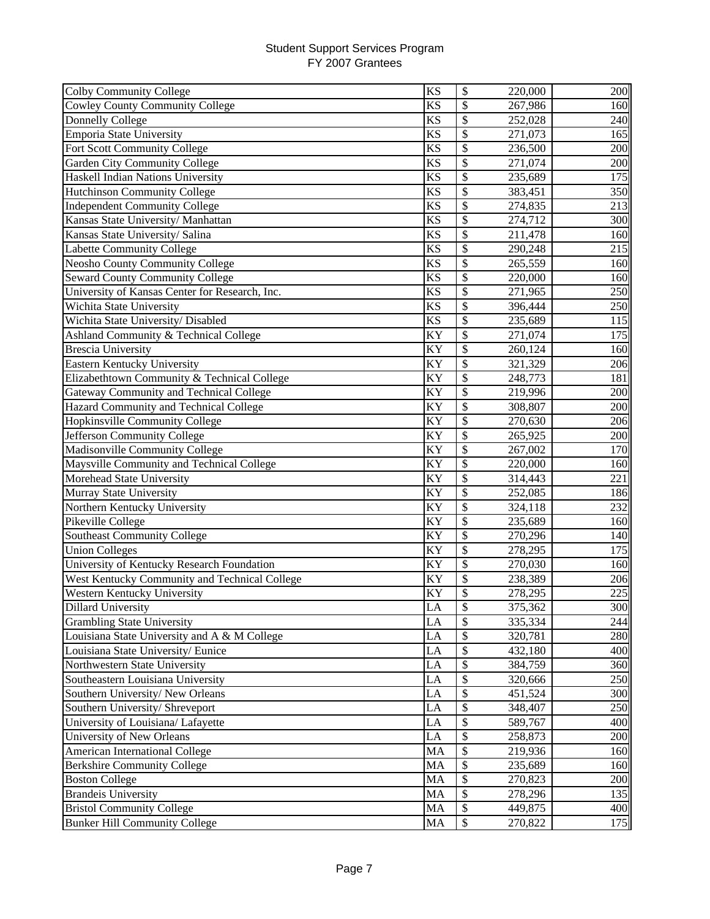# Student Support Services Program
## FY 2007 Grantees

| | | | | |
|---|---|---|---|---|
| Colby Community College | KS | $ | 220,000 | 200 |
| Cowley County Community College | KS | $ | 267,986 | 160 |
| Donnelly College | KS | $ | 252,028 | 240 |
| Emporia State University | KS | $ | 271,073 | 165 |
| Fort Scott Community College | KS | $ | 236,500 | 200 |
| Garden City Community College | KS | $ | 271,074 | 200 |
| Haskell Indian Nations University | KS | $ | 235,689 | 175 |
| Hutchinson Community College | KS | $ | 383,451 | 350 |
| Independent Community College | KS | $ | 274,835 | 213 |
| Kansas State University/ Manhattan | KS | $ | 274,712 | 300 |
| Kansas State University/ Salina | KS | $ | 211,478 | 160 |
| Labette Community College | KS | $ | 290,248 | 215 |
| Neosho County Community College | KS | $ | 265,559 | 160 |
| Seward County Community College | KS | $ | 220,000 | 160 |
| University of Kansas Center for Research, Inc. | KS | $ | 271,965 | 250 |
| Wichita State University | KS | $ | 396,444 | 250 |
| Wichita State University/ Disabled | KS | $ | 235,689 | 115 |
| Ashland Community & Technical College | KY | $ | 271,074 | 175 |
| Brescia University | KY | $ | 260,124 | 160 |
| Eastern Kentucky University | KY | $ | 321,329 | 206 |
| Elizabethtown Community & Technical College | KY | $ | 248,773 | 181 |
| Gateway Community and Technical College | KY | $ | 219,996 | 200 |
| Hazard Community and Technical College | KY | $ | 308,807 | 200 |
| Hopkinsville Community College | KY | $ | 270,630 | 206 |
| Jefferson Community College | KY | $ | 265,925 | 200 |
| Madisonville Community College | KY | $ | 267,002 | 170 |
| Maysville Community and Technical College | KY | $ | 220,000 | 160 |
| Morehead State University | KY | $ | 314,443 | 221 |
| Murray State University | KY | $ | 252,085 | 186 |
| Northern Kentucky University | KY | $ | 324,118 | 232 |
| Pikeville College | KY | $ | 235,689 | 160 |
| Southeast Community College | KY | $ | 270,296 | 140 |
| Union Colleges | KY | $ | 278,295 | 175 |
| University of Kentucky Research Foundation | KY | $ | 270,030 | 160 |
| West Kentucky Community and Technical College | KY | $ | 238,389 | 206 |
| Western Kentucky University | KY | $ | 278,295 | 225 |
| Dillard University | LA | $ | 375,362 | 300 |
| Grambling State University | LA | $ | 335,334 | 244 |
| Louisiana State University and A & M College | LA | $ | 320,781 | 280 |
| Louisiana State University/ Eunice | LA | $ | 432,180 | 400 |
| Northwestern State University | LA | $ | 384,759 | 360 |
| Southeastern Louisiana University | LA | $ | 320,666 | 250 |
| Southern University/ New Orleans | LA | $ | 451,524 | 300 |
| Southern University/ Shreveport | LA | $ | 348,407 | 250 |
| University of Louisiana/ Lafayette | LA | $ | 589,767 | 400 |
| University of New Orleans | LA | $ | 258,873 | 200 |
| American International College | MA | $ | 219,936 | 160 |
| Berkshire Community College | MA | $ | 235,689 | 160 |
| Boston College | MA | $ | 270,823 | 200 |
| Brandeis University | MA | $ | 278,296 | 135 |
| Bristol Community College | MA | $ | 449,875 | 400 |
| Bunker Hill Community College | MA | $ | 270,822 | 175 |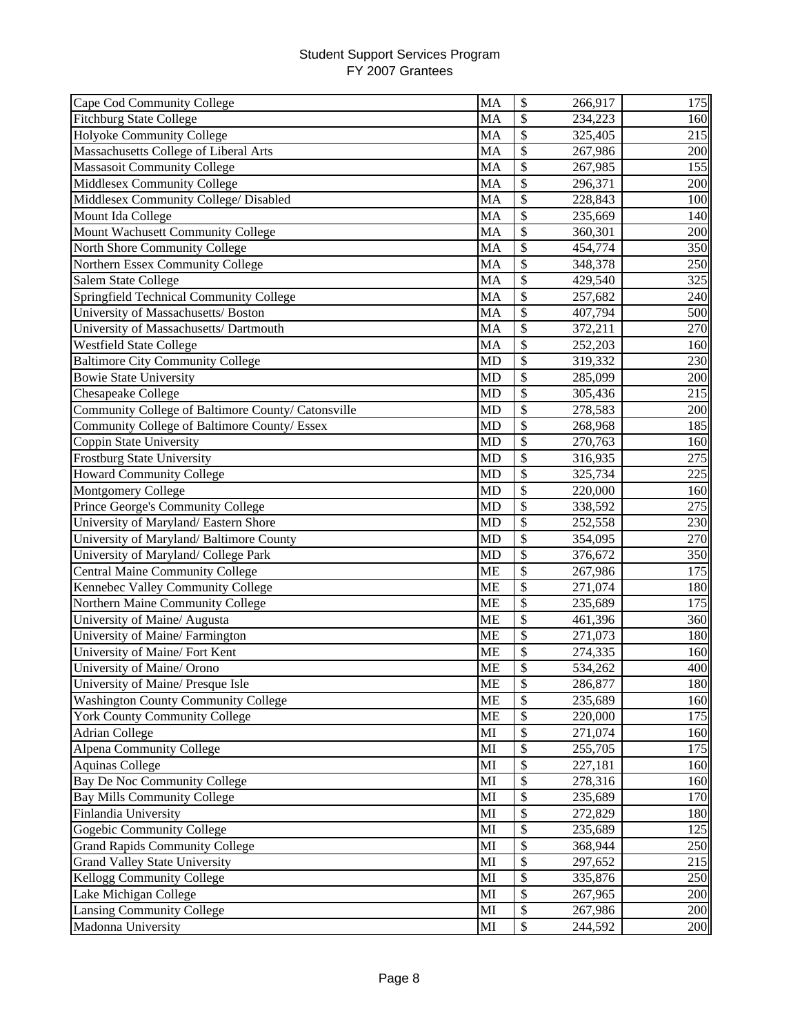Student Support Services Program
FY 2007 Grantees

| | | | |
|---|---|---|---|
| Cape Cod Community College | MA | $ 266,917 | 175 |
| Fitchburg State College | MA | $ 234,223 | 160 |
| Holyoke Community College | MA | $ 325,405 | 215 |
| Massachusetts College of Liberal Arts | MA | $ 267,986 | 200 |
| Massasoit Community College | MA | $ 267,985 | 155 |
| Middlesex Community College | MA | $ 296,371 | 200 |
| Middlesex Community College/ Disabled | MA | $ 228,843 | 100 |
| Mount Ida College | MA | $ 235,669 | 140 |
| Mount Wachusett Community College | MA | $ 360,301 | 200 |
| North Shore Community College | MA | $ 454,774 | 350 |
| Northern Essex Community College | MA | $ 348,378 | 250 |
| Salem State College | MA | $ 429,540 | 325 |
| Springfield Technical Community College | MA | $ 257,682 | 240 |
| University of Massachusetts/ Boston | MA | $ 407,794 | 500 |
| University of Massachusetts/ Dartmouth | MA | $ 372,211 | 270 |
| Westfield State College | MA | $ 252,203 | 160 |
| Baltimore City Community College | MD | $ 319,332 | 230 |
| Bowie State University | MD | $ 285,099 | 200 |
| Chesapeake College | MD | $ 305,436 | 215 |
| Community College of Baltimore County/ Catonsville | MD | $ 278,583 | 200 |
| Community College of Baltimore County/ Essex | MD | $ 268,968 | 185 |
| Coppin State University | MD | $ 270,763 | 160 |
| Frostburg State University | MD | $ 316,935 | 275 |
| Howard Community College | MD | $ 325,734 | 225 |
| Montgomery College | MD | $ 220,000 | 160 |
| Prince George's Community College | MD | $ 338,592 | 275 |
| University of Maryland/ Eastern Shore | MD | $ 252,558 | 230 |
| University of Maryland/ Baltimore County | MD | $ 354,095 | 270 |
| University of Maryland/ College Park | MD | $ 376,672 | 350 |
| Central Maine Community College | ME | $ 267,986 | 175 |
| Kennebec Valley Community College | ME | $ 271,074 | 180 |
| Northern Maine Community College | ME | $ 235,689 | 175 |
| University of Maine/ Augusta | ME | $ 461,396 | 360 |
| University of Maine/ Farmington | ME | $ 271,073 | 180 |
| University of Maine/ Fort Kent | ME | $ 274,335 | 160 |
| University of Maine/ Orono | ME | $ 534,262 | 400 |
| University of Maine/ Presque Isle | ME | $ 286,877 | 180 |
| Washington County Community College | ME | $ 235,689 | 160 |
| York County Community College | ME | $ 220,000 | 175 |
| Adrian College | MI | $ 271,074 | 160 |
| Alpena Community College | MI | $ 255,705 | 175 |
| Aquinas College | MI | $ 227,181 | 160 |
| Bay De Noc Community College | MI | $ 278,316 | 160 |
| Bay Mills Community College | MI | $ 235,689 | 170 |
| Finlandia University | MI | $ 272,829 | 180 |
| Gogebic Community College | MI | $ 235,689 | 125 |
| Grand Rapids Community College | MI | $ 368,944 | 250 |
| Grand Valley State University | MI | $ 297,652 | 215 |
| Kellogg Community College | MI | $ 335,876 | 250 |
| Lake Michigan College | MI | $ 267,965 | 200 |
| Lansing Community College | MI | $ 267,986 | 200 |
| Madonna University | MI | $ 244,592 | 200 |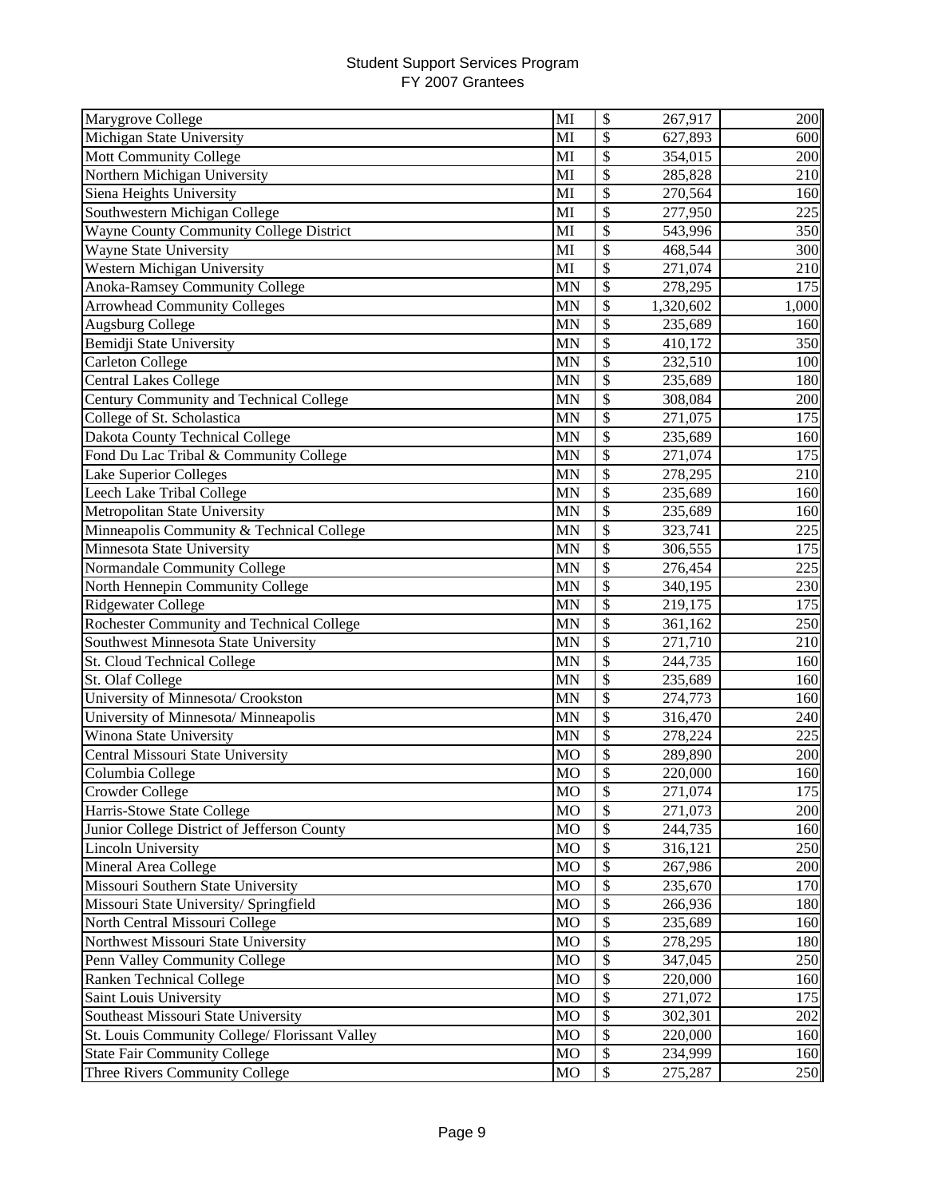# Student Support Services Program
## FY 2007 Grantees

| Institution | State | Amount | Number |
|---|---|---|---|
| Marygrove College | MI | $ 267,917 | 200 |
| Michigan State University | MI | $ 627,893 | 600 |
| Mott Community College | MI | $ 354,015 | 200 |
| Northern Michigan University | MI | $ 285,828 | 210 |
| Siena Heights University | MI | $ 270,564 | 160 |
| Southwestern Michigan College | MI | $ 277,950 | 225 |
| Wayne County Community College District | MI | $ 543,996 | 350 |
| Wayne State University | MI | $ 468,544 | 300 |
| Western Michigan University | MI | $ 271,074 | 210 |
| Anoka-Ramsey Community College | MN | $ 278,295 | 175 |
| Arrowhead Community Colleges | MN | $ 1,320,602 | 1,000 |
| Augsburg College | MN | $ 235,689 | 160 |
| Bemidji State University | MN | $ 410,172 | 350 |
| Carleton College | MN | $ 232,510 | 100 |
| Central Lakes College | MN | $ 235,689 | 180 |
| Century Community and Technical College | MN | $ 308,084 | 200 |
| College of St. Scholastica | MN | $ 271,075 | 175 |
| Dakota County Technical College | MN | $ 235,689 | 160 |
| Fond Du Lac Tribal & Community College | MN | $ 271,074 | 175 |
| Lake Superior Colleges | MN | $ 278,295 | 210 |
| Leech Lake Tribal College | MN | $ 235,689 | 160 |
| Metropolitan State University | MN | $ 235,689 | 160 |
| Minneapolis Community & Technical College | MN | $ 323,741 | 225 |
| Minnesota State University | MN | $ 306,555 | 175 |
| Normandale Community College | MN | $ 276,454 | 225 |
| North Hennepin Community College | MN | $ 340,195 | 230 |
| Ridgewater College | MN | $ 219,175 | 175 |
| Rochester Community and Technical College | MN | $ 361,162 | 250 |
| Southwest Minnesota State University | MN | $ 271,710 | 210 |
| St. Cloud Technical College | MN | $ 244,735 | 160 |
| St. Olaf College | MN | $ 235,689 | 160 |
| University of Minnesota/ Crookston | MN | $ 274,773 | 160 |
| University of Minnesota/ Minneapolis | MN | $ 316,470 | 240 |
| Winona State University | MN | $ 278,224 | 225 |
| Central Missouri State University | MO | $ 289,890 | 200 |
| Columbia College | MO | $ 220,000 | 160 |
| Crowder College | MO | $ 271,074 | 175 |
| Harris-Stowe State College | MO | $ 271,073 | 200 |
| Junior College District of Jefferson County | MO | $ 244,735 | 160 |
| Lincoln University | MO | $ 316,121 | 250 |
| Mineral Area College | MO | $ 267,986 | 200 |
| Missouri Southern State University | MO | $ 235,670 | 170 |
| Missouri State University/ Springfield | MO | $ 266,936 | 180 |
| North Central Missouri College | MO | $ 235,689 | 160 |
| Northwest Missouri State University | MO | $ 278,295 | 180 |
| Penn Valley Community College | MO | $ 347,045 | 250 |
| Ranken Technical College | MO | $ 220,000 | 160 |
| Saint Louis University | MO | $ 271,072 | 175 |
| Southeast Missouri State University | MO | $ 302,301 | 202 |
| St. Louis Community College/ Florissant Valley | MO | $ 220,000 | 160 |
| State Fair Community College | MO | $ 234,999 | 160 |
| Three Rivers Community College | MO | $ 275,287 | 250 |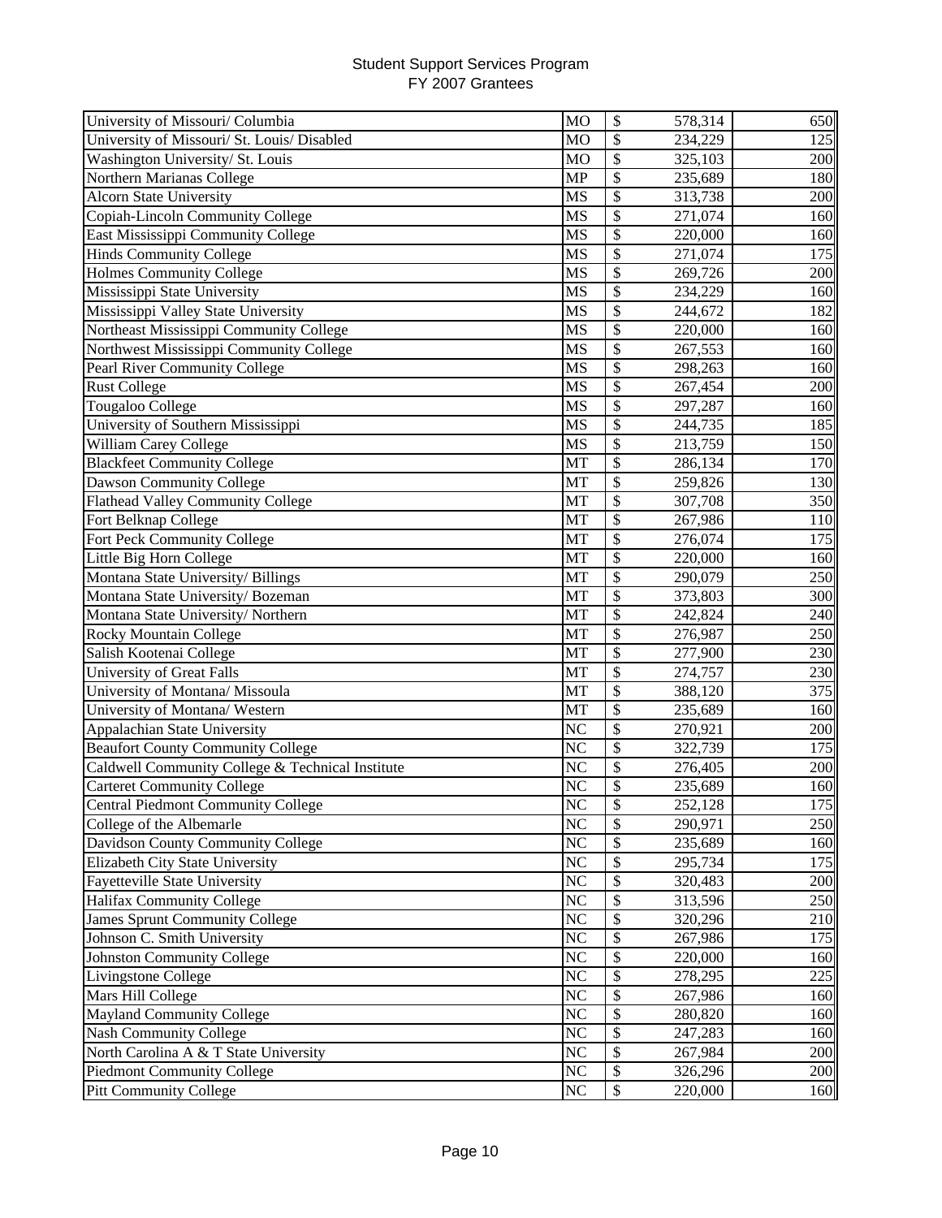# Student Support Services Program
## FY 2007 Grantees

| Institution | State | | Amount | Participants |
|---|---|---|---|---|
| University of Missouri/ Columbia | MO | $ | 578,314 | 650 |
| University of Missouri/ St. Louis/ Disabled | MO | $ | 234,229 | 125 |
| Washington University/ St. Louis | MO | $ | 325,103 | 200 |
| Northern Marianas College | MP | $ | 235,689 | 180 |
| Alcorn State University | MS | $ | 313,738 | 200 |
| Copiah-Lincoln Community College | MS | $ | 271,074 | 160 |
| East Mississippi Community College | MS | $ | 220,000 | 160 |
| Hinds Community College | MS | $ | 271,074 | 175 |
| Holmes Community College | MS | $ | 269,726 | 200 |
| Mississippi State University | MS | $ | 234,229 | 160 |
| Mississippi Valley State University | MS | $ | 244,672 | 182 |
| Northeast Mississippi Community College | MS | $ | 220,000 | 160 |
| Northwest Mississippi Community College | MS | $ | 267,553 | 160 |
| Pearl River Community College | MS | $ | 298,263 | 160 |
| Rust College | MS | $ | 267,454 | 200 |
| Tougaloo College | MS | $ | 297,287 | 160 |
| University of Southern Mississippi | MS | $ | 244,735 | 185 |
| William Carey College | MS | $ | 213,759 | 150 |
| Blackfeet Community College | MT | $ | 286,134 | 170 |
| Dawson Community College | MT | $ | 259,826 | 130 |
| Flathead Valley Community College | MT | $ | 307,708 | 350 |
| Fort Belknap College | MT | $ | 267,986 | 110 |
| Fort Peck Community College | MT | $ | 276,074 | 175 |
| Little Big Horn College | MT | $ | 220,000 | 160 |
| Montana State University/ Billings | MT | $ | 290,079 | 250 |
| Montana State University/ Bozeman | MT | $ | 373,803 | 300 |
| Montana State University/ Northern | MT | $ | 242,824 | 240 |
| Rocky Mountain College | MT | $ | 276,987 | 250 |
| Salish Kootenai College | MT | $ | 277,900 | 230 |
| University of Great Falls | MT | $ | 274,757 | 230 |
| University of Montana/ Missoula | MT | $ | 388,120 | 375 |
| University of Montana/ Western | MT | $ | 235,689 | 160 |
| Appalachian State University | NC | $ | 270,921 | 200 |
| Beaufort County Community College | NC | $ | 322,739 | 175 |
| Caldwell Community College & Technical Institute | NC | $ | 276,405 | 200 |
| Carteret Community College | NC | $ | 235,689 | 160 |
| Central Piedmont Community College | NC | $ | 252,128 | 175 |
| College of the Albemarle | NC | $ | 290,971 | 250 |
| Davidson County Community College | NC | $ | 235,689 | 160 |
| Elizabeth City State University | NC | $ | 295,734 | 175 |
| Fayetteville State University | NC | $ | 320,483 | 200 |
| Halifax Community College | NC | $ | 313,596 | 250 |
| James Sprunt Community College | NC | $ | 320,296 | 210 |
| Johnson C. Smith University | NC | $ | 267,986 | 175 |
| Johnston Community College | NC | $ | 220,000 | 160 |
| Livingstone College | NC | $ | 278,295 | 225 |
| Mars Hill College | NC | $ | 267,986 | 160 |
| Mayland Community College | NC | $ | 280,820 | 160 |
| Nash Community College | NC | $ | 247,283 | 160 |
| North Carolina A & T State University | NC | $ | 267,984 | 200 |
| Piedmont Community College | NC | $ | 326,296 | 200 |
| Pitt Community College | NC | $ | 220,000 | 160 |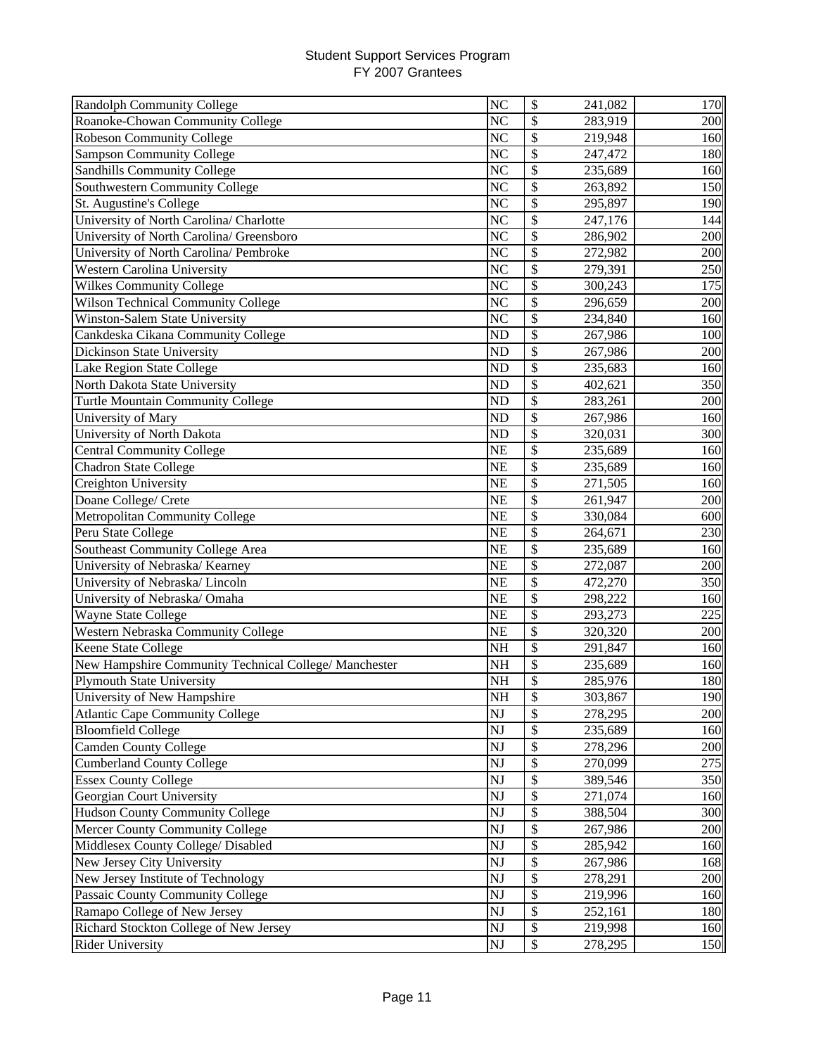# Student Support Services Program
## FY 2007 Grantees

| Institution | State | | Amount | Number |
|---|---|---|---|---|
| Randolph Community College | NC | $ | 241,082 | 170 |
| Roanoke-Chowan Community College | NC | $ | 283,919 | 200 |
| Robeson Community College | NC | $ | 219,948 | 160 |
| Sampson Community College | NC | $ | 247,472 | 180 |
| Sandhills Community College | NC | $ | 235,689 | 160 |
| Southwestern Community College | NC | $ | 263,892 | 150 |
| St. Augustine's College | NC | $ | 295,897 | 190 |
| University of North Carolina/ Charlotte | NC | $ | 247,176 | 144 |
| University of North Carolina/ Greensboro | NC | $ | 286,902 | 200 |
| University of North Carolina/ Pembroke | NC | $ | 272,982 | 200 |
| Western Carolina University | NC | $ | 279,391 | 250 |
| Wilkes Community College | NC | $ | 300,243 | 175 |
| Wilson Technical Community College | NC | $ | 296,659 | 200 |
| Winston-Salem State University | NC | $ | 234,840 | 160 |
| Cankdeska Cikana Community College | ND | $ | 267,986 | 100 |
| Dickinson State University | ND | $ | 267,986 | 200 |
| Lake Region State College | ND | $ | 235,683 | 160 |
| North Dakota State University | ND | $ | 402,621 | 350 |
| Turtle Mountain Community College | ND | $ | 283,261 | 200 |
| University of Mary | ND | $ | 267,986 | 160 |
| University of North Dakota | ND | $ | 320,031 | 300 |
| Central Community College | NE | $ | 235,689 | 160 |
| Chadron State College | NE | $ | 235,689 | 160 |
| Creighton University | NE | $ | 271,505 | 160 |
| Doane College/ Crete | NE | $ | 261,947 | 200 |
| Metropolitan Community College | NE | $ | 330,084 | 600 |
| Peru State College | NE | $ | 264,671 | 230 |
| Southeast Community College Area | NE | $ | 235,689 | 160 |
| University of Nebraska/ Kearney | NE | $ | 272,087 | 200 |
| University of Nebraska/ Lincoln | NE | $ | 472,270 | 350 |
| University of Nebraska/ Omaha | NE | $ | 298,222 | 160 |
| Wayne State College | NE | $ | 293,273 | 225 |
| Western Nebraska Community College | NE | $ | 320,320 | 200 |
| Keene State College | NH | $ | 291,847 | 160 |
| New Hampshire Community Technical College/ Manchester | NH | $ | 235,689 | 160 |
| Plymouth State University | NH | $ | 285,976 | 180 |
| University of New Hampshire | NH | $ | 303,867 | 190 |
| Atlantic Cape Community College | NJ | $ | 278,295 | 200 |
| Bloomfield College | NJ | $ | 235,689 | 160 |
| Camden County College | NJ | $ | 278,296 | 200 |
| Cumberland County College | NJ | $ | 270,099 | 275 |
| Essex County College | NJ | $ | 389,546 | 350 |
| Georgian Court University | NJ | $ | 271,074 | 160 |
| Hudson County Community College | NJ | $ | 388,504 | 300 |
| Mercer County Community College | NJ | $ | 267,986 | 200 |
| Middlesex County College/ Disabled | NJ | $ | 285,942 | 160 |
| New Jersey City University | NJ | $ | 267,986 | 168 |
| New Jersey Institute of Technology | NJ | $ | 278,291 | 200 |
| Passaic County Community College | NJ | $ | 219,996 | 160 |
| Ramapo College of New Jersey | NJ | $ | 252,161 | 180 |
| Richard Stockton College of New Jersey | NJ | $ | 219,998 | 160 |
| Rider University | NJ | $ | 278,295 | 150 |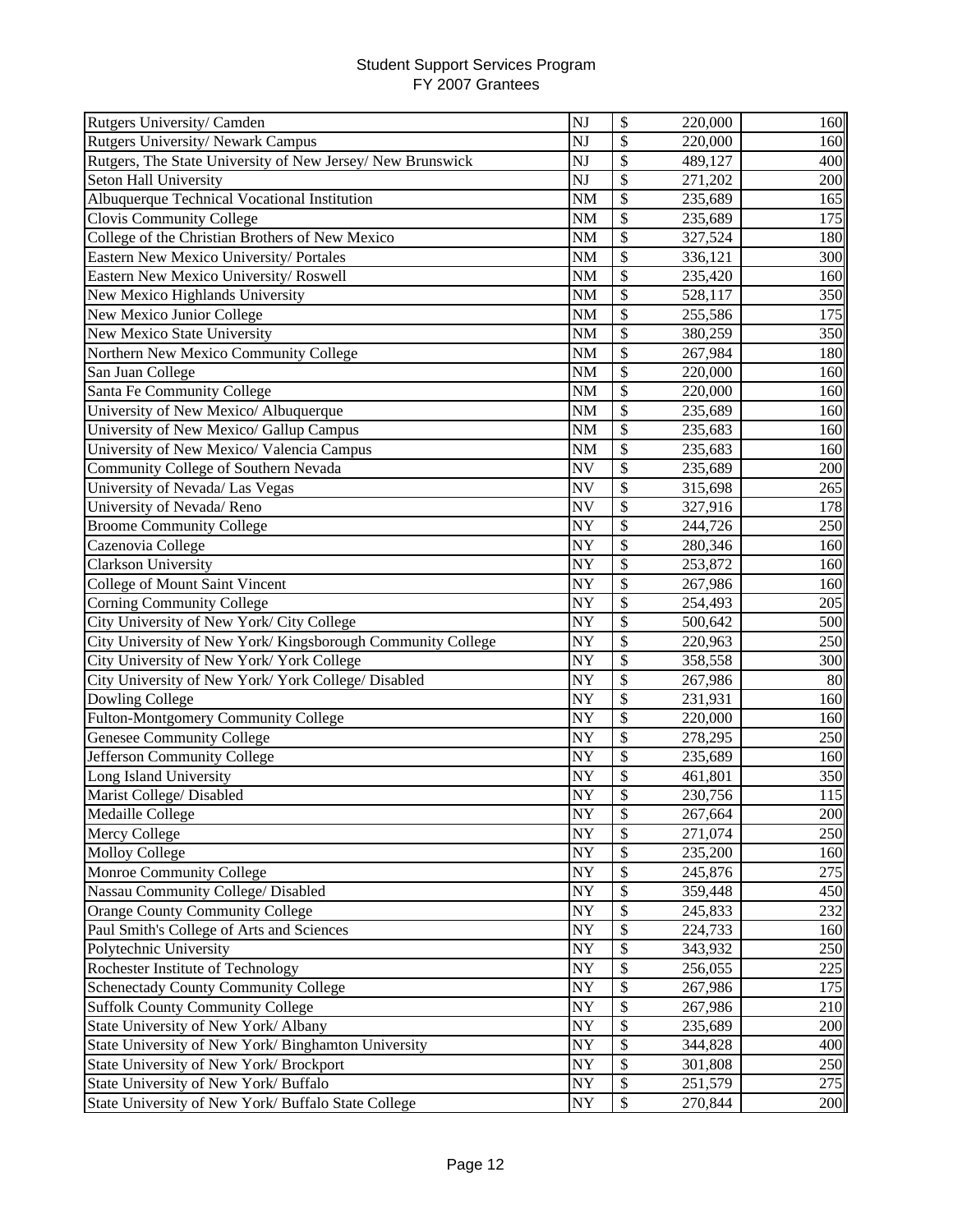# Student Support Services Program
## FY 2007 Grantees

| Institution | State | | Amount | Participants |
|---|---|---|---|---|
| Rutgers University/ Camden | NJ | $ | 220,000 | 160 |
| Rutgers University/ Newark Campus | NJ | $ | 220,000 | 160 |
| Rutgers, The State University of New Jersey/ New Brunswick | NJ | $ | 489,127 | 400 |
| Seton Hall University | NJ | $ | 271,202 | 200 |
| Albuquerque Technical Vocational Institution | NM | $ | 235,689 | 165 |
| Clovis Community College | NM | $ | 235,689 | 175 |
| College of the Christian Brothers of New Mexico | NM | $ | 327,524 | 180 |
| Eastern New Mexico University/ Portales | NM | $ | 336,121 | 300 |
| Eastern New Mexico University/ Roswell | NM | $ | 235,420 | 160 |
| New Mexico Highlands University | NM | $ | 528,117 | 350 |
| New Mexico Junior College | NM | $ | 255,586 | 175 |
| New Mexico State University | NM | $ | 380,259 | 350 |
| Northern New Mexico Community College | NM | $ | 267,984 | 180 |
| San Juan College | NM | $ | 220,000 | 160 |
| Santa Fe Community College | NM | $ | 220,000 | 160 |
| University of New Mexico/ Albuquerque | NM | $ | 235,689 | 160 |
| University of New Mexico/ Gallup Campus | NM | $ | 235,683 | 160 |
| University of New Mexico/ Valencia Campus | NM | $ | 235,683 | 160 |
| Community College of Southern Nevada | NV | $ | 235,689 | 200 |
| University of Nevada/ Las Vegas | NV | $ | 315,698 | 265 |
| University of Nevada/ Reno | NV | $ | 327,916 | 178 |
| Broome Community College | NY | $ | 244,726 | 250 |
| Cazenovia College | NY | $ | 280,346 | 160 |
| Clarkson University | NY | $ | 253,872 | 160 |
| College of Mount Saint Vincent | NY | $ | 267,986 | 160 |
| Corning Community College | NY | $ | 254,493 | 205 |
| City University of New York/ City College | NY | $ | 500,642 | 500 |
| City University of New York/ Kingsborough Community College | NY | $ | 220,963 | 250 |
| City University of New York/ York College | NY | $ | 358,558 | 300 |
| City University of New York/ York College/ Disabled | NY | $ | 267,986 | 80 |
| Dowling College | NY | $ | 231,931 | 160 |
| Fulton-Montgomery Community College | NY | $ | 220,000 | 160 |
| Genesee Community College | NY | $ | 278,295 | 250 |
| Jefferson Community College | NY | $ | 235,689 | 160 |
| Long Island University | NY | $ | 461,801 | 350 |
| Marist College/ Disabled | NY | $ | 230,756 | 115 |
| Medaille College | NY | $ | 267,664 | 200 |
| Mercy College | NY | $ | 271,074 | 250 |
| Molloy College | NY | $ | 235,200 | 160 |
| Monroe Community College | NY | $ | 245,876 | 275 |
| Nassau Community College/ Disabled | NY | $ | 359,448 | 450 |
| Orange County Community College | NY | $ | 245,833 | 232 |
| Paul Smith's College of Arts and Sciences | NY | $ | 224,733 | 160 |
| Polytechnic University | NY | $ | 343,932 | 250 |
| Rochester Institute of Technology | NY | $ | 256,055 | 225 |
| Schenectady County Community College | NY | $ | 267,986 | 175 |
| Suffolk County Community College | NY | $ | 267,986 | 210 |
| State University of New York/ Albany | NY | $ | 235,689 | 200 |
| State University of New York/ Binghamton University | NY | $ | 344,828 | 400 |
| State University of New York/ Brockport | NY | $ | 301,808 | 250 |
| State University of New York/ Buffalo | NY | $ | 251,579 | 275 |
| State University of New York/ Buffalo State College | NY | $ | 270,844 | 200 |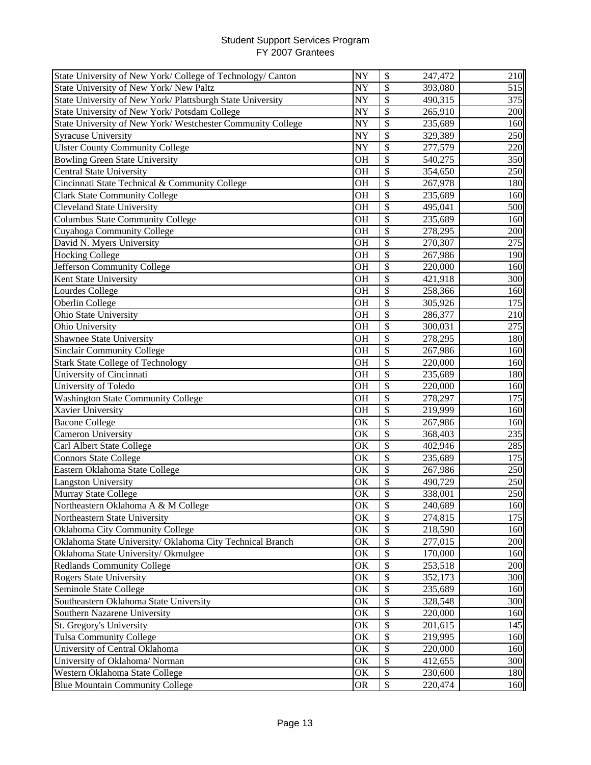# Student Support Services Program
## FY 2007 Grantees

| Institution | State | $ | Amount | Number |
|---|---|---|---|---|
| State University of New York/ College of Technology/ Canton | NY | $ | 247,472 | 210 |
| State University of New York/ New Paltz | NY | $ | 393,080 | 515 |
| State University of New York/ Plattsburgh State University | NY | $ | 490,315 | 375 |
| State University of New York/ Potsdam College | NY | $ | 265,910 | 200 |
| State University of New York/ Westchester Community College | NY | $ | 235,689 | 160 |
| Syracuse University | NY | $ | 329,389 | 250 |
| Ulster County Community College | NY | $ | 277,579 | 220 |
| Bowling Green State University | OH | $ | 540,275 | 350 |
| Central State University | OH | $ | 354,650 | 250 |
| Cincinnati State Technical & Community College | OH | $ | 267,978 | 180 |
| Clark State Community College | OH | $ | 235,689 | 160 |
| Cleveland State University | OH | $ | 495,041 | 500 |
| Columbus State Community College | OH | $ | 235,689 | 160 |
| Cuyahoga Community College | OH | $ | 278,295 | 200 |
| David N. Myers University | OH | $ | 270,307 | 275 |
| Hocking College | OH | $ | 267,986 | 190 |
| Jefferson Community College | OH | $ | 220,000 | 160 |
| Kent State University | OH | $ | 421,918 | 300 |
| Lourdes College | OH | $ | 258,366 | 160 |
| Oberlin College | OH | $ | 305,926 | 175 |
| Ohio State University | OH | $ | 286,377 | 210 |
| Ohio University | OH | $ | 300,031 | 275 |
| Shawnee State University | OH | $ | 278,295 | 180 |
| Sinclair Community College | OH | $ | 267,986 | 160 |
| Stark State College of Technology | OH | $ | 220,000 | 160 |
| University of Cincinnati | OH | $ | 235,689 | 180 |
| University of Toledo | OH | $ | 220,000 | 160 |
| Washington State Community College | OH | $ | 278,297 | 175 |
| Xavier University | OH | $ | 219,999 | 160 |
| Bacone College | OK | $ | 267,986 | 160 |
| Cameron University | OK | $ | 368,403 | 235 |
| Carl Albert State College | OK | $ | 402,946 | 285 |
| Connors State College | OK | $ | 235,689 | 175 |
| Eastern Oklahoma State College | OK | $ | 267,986 | 250 |
| Langston University | OK | $ | 490,729 | 250 |
| Murray State College | OK | $ | 338,001 | 250 |
| Northeastern Oklahoma A & M College | OK | $ | 240,689 | 160 |
| Northeastern State University | OK | $ | 274,815 | 175 |
| Oklahoma City Community College | OK | $ | 218,590 | 160 |
| Oklahoma State University/ Oklahoma City Technical Branch | OK | $ | 277,015 | 200 |
| Oklahoma State University/ Okmulgee | OK | $ | 170,000 | 160 |
| Redlands Community College | OK | $ | 253,518 | 200 |
| Rogers State University | OK | $ | 352,173 | 300 |
| Seminole State College | OK | $ | 235,689 | 160 |
| Southeastern Oklahoma State University | OK | $ | 328,548 | 300 |
| Southern Nazarene University | OK | $ | 220,000 | 160 |
| St. Gregory's University | OK | $ | 201,615 | 145 |
| Tulsa Community College | OK | $ | 219,995 | 160 |
| University of Central Oklahoma | OK | $ | 220,000 | 160 |
| University of Oklahoma/ Norman | OK | $ | 412,655 | 300 |
| Western Oklahoma State College | OK | $ | 230,600 | 180 |
| Blue Mountain Community College | OR | $ | 220,474 | 160 |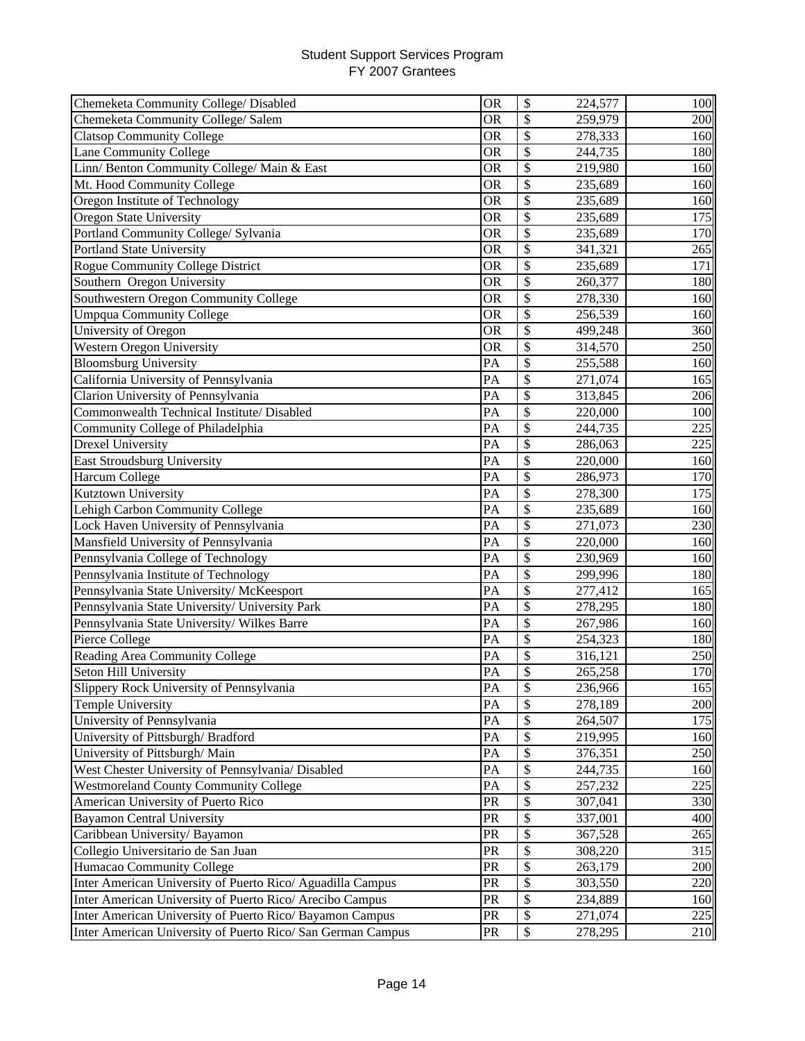# Student Support Services Program
## FY 2007 Grantees

| Institution | State | $ | Amount | Number |
|---|---|---|---|---|
| Chemeketa Community College/ Disabled | OR | $ | 224,577 | 100 |
| Chemeketa Community College/ Salem | OR | $ | 259,979 | 200 |
| Clatsop Community College | OR | $ | 278,333 | 160 |
| Lane Community College | OR | $ | 244,735 | 180 |
| Linn/ Benton Community College/ Main & East | OR | $ | 219,980 | 160 |
| Mt. Hood Community College | OR | $ | 235,689 | 160 |
| Oregon Institute of Technology | OR | $ | 235,689 | 160 |
| Oregon State University | OR | $ | 235,689 | 175 |
| Portland Community College/ Sylvania | OR | $ | 235,689 | 170 |
| Portland State University | OR | $ | 341,321 | 265 |
| Rogue Community College District | OR | $ | 235,689 | 171 |
| Southern Oregon University | OR | $ | 260,377 | 180 |
| Southwestern Oregon Community College | OR | $ | 278,330 | 160 |
| Umpqua Community College | OR | $ | 256,539 | 160 |
| University of Oregon | OR | $ | 499,248 | 360 |
| Western Oregon University | OR | $ | 314,570 | 250 |
| Bloomsburg University | PA | $ | 255,588 | 160 |
| California University of Pennsylvania | PA | $ | 271,074 | 165 |
| Clarion University of Pennsylvania | PA | $ | 313,845 | 206 |
| Commonwealth Technical Institute/ Disabled | PA | $ | 220,000 | 100 |
| Community College of Philadelphia | PA | $ | 244,735 | 225 |
| Drexel University | PA | $ | 286,063 | 225 |
| East Stroudsburg University | PA | $ | 220,000 | 160 |
| Harcum College | PA | $ | 286,973 | 170 |
| Kutztown University | PA | $ | 278,300 | 175 |
| Lehigh Carbon Community College | PA | $ | 235,689 | 160 |
| Lock Haven University of Pennsylvania | PA | $ | 271,073 | 230 |
| Mansfield University of Pennsylvania | PA | $ | 220,000 | 160 |
| Pennsylvania College of Technology | PA | $ | 230,969 | 160 |
| Pennsylvania Institute of Technology | PA | $ | 299,996 | 180 |
| Pennsylvania State University/ McKeesport | PA | $ | 277,412 | 165 |
| Pennsylvania State University/ University Park | PA | $ | 278,295 | 180 |
| Pennsylvania State University/ Wilkes Barre | PA | $ | 267,986 | 160 |
| Pierce College | PA | $ | 254,323 | 180 |
| Reading Area Community College | PA | $ | 316,121 | 250 |
| Seton Hill University | PA | $ | 265,258 | 170 |
| Slippery Rock University of Pennsylvania | PA | $ | 236,966 | 165 |
| Temple University | PA | $ | 278,189 | 200 |
| University of Pennsylvania | PA | $ | 264,507 | 175 |
| University of Pittsburgh/ Bradford | PA | $ | 219,995 | 160 |
| University of Pittsburgh/ Main | PA | $ | 376,351 | 250 |
| West Chester University of Pennsylvania/ Disabled | PA | $ | 244,735 | 160 |
| Westmoreland County Community College | PA | $ | 257,232 | 225 |
| American University of Puerto Rico | PR | $ | 307,041 | 330 |
| Bayamon Central University | PR | $ | 337,001 | 400 |
| Caribbean University/ Bayamon | PR | $ | 367,528 | 265 |
| Collegio Universitario de San Juan | PR | $ | 308,220 | 315 |
| Humacao Community College | PR | $ | 263,179 | 200 |
| Inter American University of Puerto Rico/ Aguadilla Campus | PR | $ | 303,550 | 220 |
| Inter American University of Puerto Rico/ Arecibo Campus | PR | $ | 234,889 | 160 |
| Inter American University of Puerto Rico/ Bayamon Campus | PR | $ | 271,074 | 225 |
| Inter American University of Puerto Rico/ San German Campus | PR | $ | 278,295 | 210 |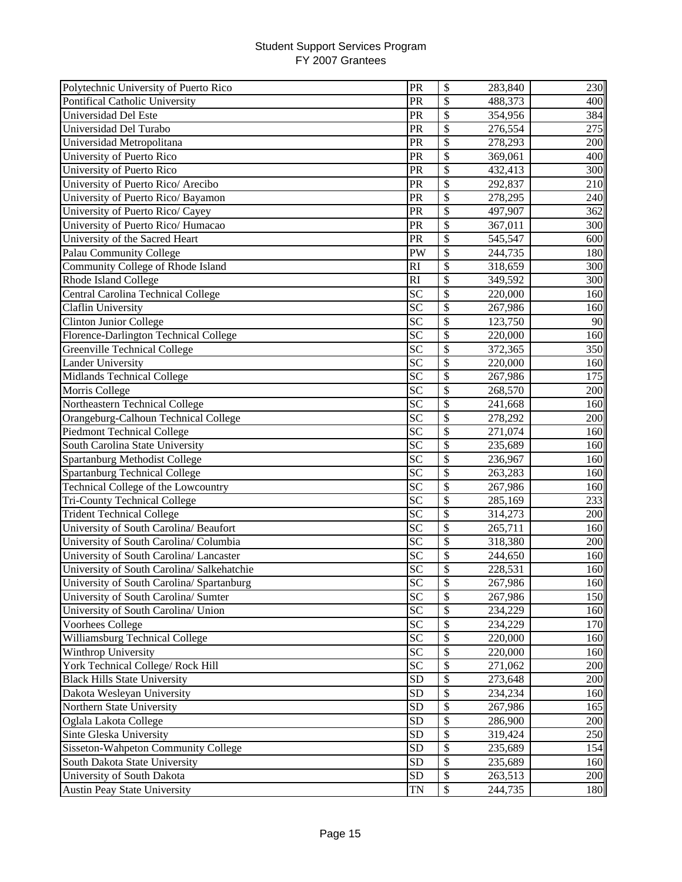Student Support Services Program
FY 2007 Grantees

| Institution | State | | Amount | Participants |
|---|---|---|---|---|
| Polytechnic University of Puerto Rico | PR | $ | 283,840 | 230 |
| Pontifical Catholic University | PR | $ | 488,373 | 400 |
| Universidad Del Este | PR | $ | 354,956 | 384 |
| Universidad Del Turabo | PR | $ | 276,554 | 275 |
| Universidad Metropolitana | PR | $ | 278,293 | 200 |
| University of Puerto Rico | PR | $ | 369,061 | 400 |
| University of Puerto Rico | PR | $ | 432,413 | 300 |
| University of Puerto Rico/ Arecibo | PR | $ | 292,837 | 210 |
| University of Puerto Rico/ Bayamon | PR | $ | 278,295 | 240 |
| University of Puerto Rico/ Cayey | PR | $ | 497,907 | 362 |
| University of Puerto Rico/ Humacao | PR | $ | 367,011 | 300 |
| University of the Sacred Heart | PR | $ | 545,547 | 600 |
| Palau Community College | PW | $ | 244,735 | 180 |
| Community College of Rhode Island | RI | $ | 318,659 | 300 |
| Rhode Island College | RI | $ | 349,592 | 300 |
| Central Carolina Technical College | SC | $ | 220,000 | 160 |
| Claflin University | SC | $ | 267,986 | 160 |
| Clinton Junior College | SC | $ | 123,750 | 90 |
| Florence-Darlington Technical College | SC | $ | 220,000 | 160 |
| Greenville Technical College | SC | $ | 372,365 | 350 |
| Lander University | SC | $ | 220,000 | 160 |
| Midlands Technical College | SC | $ | 267,986 | 175 |
| Morris College | SC | $ | 268,570 | 200 |
| Northeastern Technical College | SC | $ | 241,668 | 160 |
| Orangeburg-Calhoun Technical College | SC | $ | 278,292 | 200 |
| Piedmont Technical College | SC | $ | 271,074 | 160 |
| South Carolina State University | SC | $ | 235,689 | 160 |
| Spartanburg Methodist College | SC | $ | 236,967 | 160 |
| Spartanburg Technical College | SC | $ | 263,283 | 160 |
| Technical College of the Lowcountry | SC | $ | 267,986 | 160 |
| Tri-County Technical College | SC | $ | 285,169 | 233 |
| Trident Technical College | SC | $ | 314,273 | 200 |
| University of South Carolina/ Beaufort | SC | $ | 265,711 | 160 |
| University of South Carolina/ Columbia | SC | $ | 318,380 | 200 |
| University of South Carolina/ Lancaster | SC | $ | 244,650 | 160 |
| University of South Carolina/ Salkehatchie | SC | $ | 228,531 | 160 |
| University of South Carolina/ Spartanburg | SC | $ | 267,986 | 160 |
| University of South Carolina/ Sumter | SC | $ | 267,986 | 150 |
| University of South Carolina/ Union | SC | $ | 234,229 | 160 |
| Voorhees College | SC | $ | 234,229 | 170 |
| Williamsburg Technical College | SC | $ | 220,000 | 160 |
| Winthrop University | SC | $ | 220,000 | 160 |
| York Technical College/ Rock Hill | SC | $ | 271,062 | 200 |
| Black Hills State University | SD | $ | 273,648 | 200 |
| Dakota Wesleyan University | SD | $ | 234,234 | 160 |
| Northern State University | SD | $ | 267,986 | 165 |
| Oglala Lakota College | SD | $ | 286,900 | 200 |
| Sinte Gleska University | SD | $ | 319,424 | 250 |
| Sisseton-Wahpeton Community College | SD | $ | 235,689 | 154 |
| South Dakota State University | SD | $ | 235,689 | 160 |
| University of South Dakota | SD | $ | 263,513 | 200 |
| Austin Peay State University | TN | $ | 244,735 | 180 |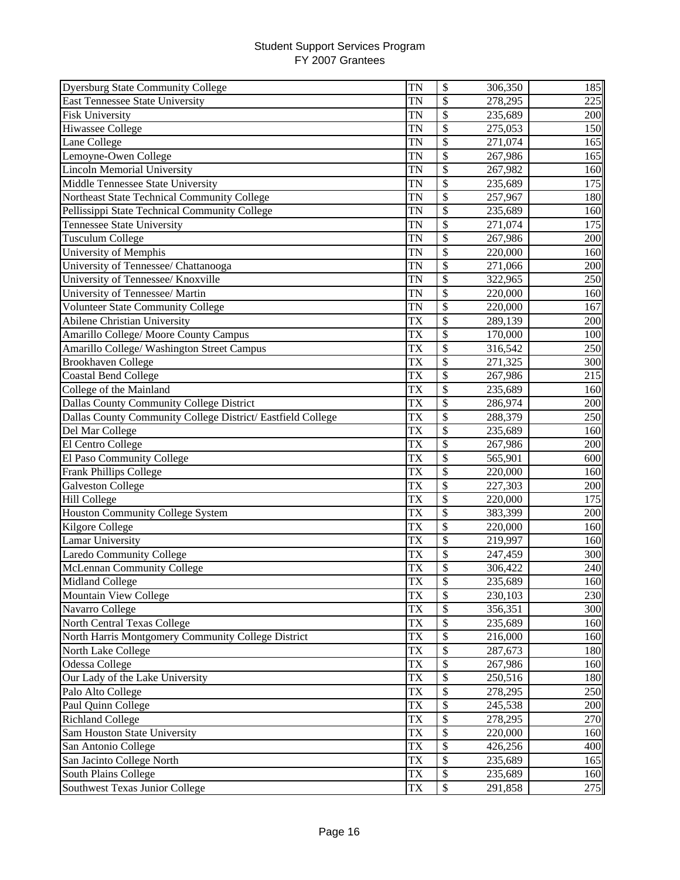Student Support Services Program
FY 2007 Grantees

| | | | |
|---|---|---|---|
| Dyersburg State Community College | TN | $ 306,350 | 185 |
| East Tennessee State University | TN | $ 278,295 | 225 |
| Fisk University | TN | $ 235,689 | 200 |
| Hiwassee College | TN | $ 275,053 | 150 |
| Lane College | TN | $ 271,074 | 165 |
| Lemoyne-Owen College | TN | $ 267,986 | 165 |
| Lincoln Memorial University | TN | $ 267,982 | 160 |
| Middle Tennessee State University | TN | $ 235,689 | 175 |
| Northeast State Technical Community College | TN | $ 257,967 | 180 |
| Pellissippi State Technical Community College | TN | $ 235,689 | 160 |
| Tennessee State University | TN | $ 271,074 | 175 |
| Tusculum College | TN | $ 267,986 | 200 |
| University of Memphis | TN | $ 220,000 | 160 |
| University of Tennessee/ Chattanooga | TN | $ 271,066 | 200 |
| University of Tennessee/ Knoxville | TN | $ 322,965 | 250 |
| University of Tennessee/ Martin | TN | $ 220,000 | 160 |
| Volunteer State Community College | TN | $ 220,000 | 167 |
| Abilene Christian University | TX | $ 289,139 | 200 |
| Amarillo College/ Moore County Campus | TX | $ 170,000 | 100 |
| Amarillo College/ Washington Street Campus | TX | $ 316,542 | 250 |
| Brookhaven College | TX | $ 271,325 | 300 |
| Coastal Bend College | TX | $ 267,986 | 215 |
| College of the Mainland | TX | $ 235,689 | 160 |
| Dallas County Community College District | TX | $ 286,974 | 200 |
| Dallas County Community College District/ Eastfield College | TX | $ 288,379 | 250 |
| Del Mar College | TX | $ 235,689 | 160 |
| El Centro College | TX | $ 267,986 | 200 |
| El Paso Community College | TX | $ 565,901 | 600 |
| Frank Phillips College | TX | $ 220,000 | 160 |
| Galveston College | TX | $ 227,303 | 200 |
| Hill College | TX | $ 220,000 | 175 |
| Houston Community College System | TX | $ 383,399 | 200 |
| Kilgore College | TX | $ 220,000 | 160 |
| Lamar University | TX | $ 219,997 | 160 |
| Laredo Community College | TX | $ 247,459 | 300 |
| McLennan Community College | TX | $ 306,422 | 240 |
| Midland College | TX | $ 235,689 | 160 |
| Mountain View College | TX | $ 230,103 | 230 |
| Navarro College | TX | $ 356,351 | 300 |
| North Central Texas College | TX | $ 235,689 | 160 |
| North Harris Montgomery Community College District | TX | $ 216,000 | 160 |
| North Lake College | TX | $ 287,673 | 180 |
| Odessa College | TX | $ 267,986 | 160 |
| Our Lady of the Lake University | TX | $ 250,516 | 180 |
| Palo Alto College | TX | $ 278,295 | 250 |
| Paul Quinn College | TX | $ 245,538 | 200 |
| Richland College | TX | $ 278,295 | 270 |
| Sam Houston State University | TX | $ 220,000 | 160 |
| San Antonio College | TX | $ 426,256 | 400 |
| San Jacinto College North | TX | $ 235,689 | 165 |
| South Plains College | TX | $ 235,689 | 160 |
| Southwest Texas Junior College | TX | $ 291,858 | 275 |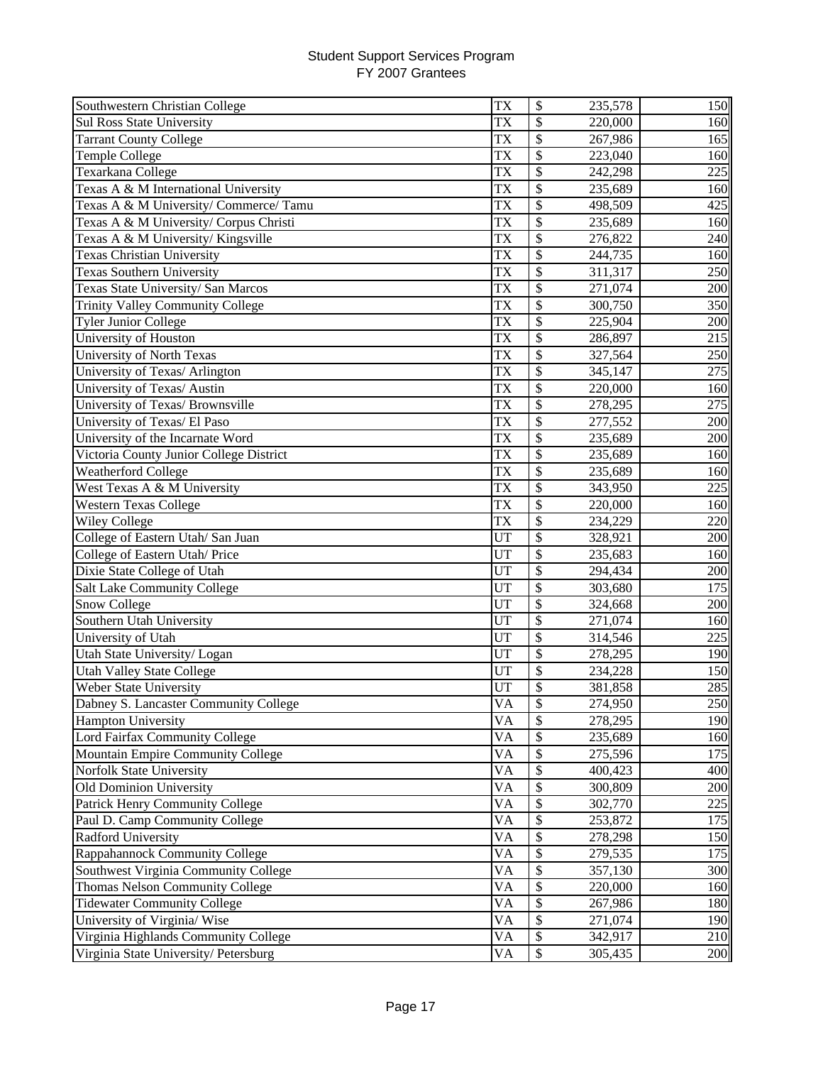# Student Support Services Program
## FY 2007 Grantees

| Institution | State | | Amount | Participants |
|---|---|---|---|---|
| Southwestern Christian College | TX | $ | 235,578 | 150 |
| Sul Ross State University | TX | $ | 220,000 | 160 |
| Tarrant County College | TX | $ | 267,986 | 165 |
| Temple College | TX | $ | 223,040 | 160 |
| Texarkana College | TX | $ | 242,298 | 225 |
| Texas A & M International University | TX | $ | 235,689 | 160 |
| Texas A & M University/ Commerce/ Tamu | TX | $ | 498,509 | 425 |
| Texas A & M University/ Corpus Christi | TX | $ | 235,689 | 160 |
| Texas A & M University/ Kingsville | TX | $ | 276,822 | 240 |
| Texas Christian University | TX | $ | 244,735 | 160 |
| Texas Southern University | TX | $ | 311,317 | 250 |
| Texas State University/ San Marcos | TX | $ | 271,074 | 200 |
| Trinity Valley Community College | TX | $ | 300,750 | 350 |
| Tyler Junior College | TX | $ | 225,904 | 200 |
| University of Houston | TX | $ | 286,897 | 215 |
| University of North Texas | TX | $ | 327,564 | 250 |
| University of Texas/ Arlington | TX | $ | 345,147 | 275 |
| University of Texas/ Austin | TX | $ | 220,000 | 160 |
| University of Texas/ Brownsville | TX | $ | 278,295 | 275 |
| University of Texas/ El Paso | TX | $ | 277,552 | 200 |
| University of the Incarnate Word | TX | $ | 235,689 | 200 |
| Victoria County Junior College District | TX | $ | 235,689 | 160 |
| Weatherford College | TX | $ | 235,689 | 160 |
| West Texas A & M University | TX | $ | 343,950 | 225 |
| Western Texas College | TX | $ | 220,000 | 160 |
| Wiley College | TX | $ | 234,229 | 220 |
| College of Eastern Utah/ San Juan | UT | $ | 328,921 | 200 |
| College of Eastern Utah/ Price | UT | $ | 235,683 | 160 |
| Dixie State College of Utah | UT | $ | 294,434 | 200 |
| Salt Lake Community College | UT | $ | 303,680 | 175 |
| Snow College | UT | $ | 324,668 | 200 |
| Southern Utah University | UT | $ | 271,074 | 160 |
| University of Utah | UT | $ | 314,546 | 225 |
| Utah State University/ Logan | UT | $ | 278,295 | 190 |
| Utah Valley State College | UT | $ | 234,228 | 150 |
| Weber State University | UT | $ | 381,858 | 285 |
| Dabney S. Lancaster Community College | VA | $ | 274,950 | 250 |
| Hampton University | VA | $ | 278,295 | 190 |
| Lord Fairfax Community College | VA | $ | 235,689 | 160 |
| Mountain Empire Community College | VA | $ | 275,596 | 175 |
| Norfolk State University | VA | $ | 400,423 | 400 |
| Old Dominion University | VA | $ | 300,809 | 200 |
| Patrick Henry Community College | VA | $ | 302,770 | 225 |
| Paul D. Camp Community College | VA | $ | 253,872 | 175 |
| Radford University | VA | $ | 278,298 | 150 |
| Rappahannock Community College | VA | $ | 279,535 | 175 |
| Southwest Virginia Community College | VA | $ | 357,130 | 300 |
| Thomas Nelson Community College | VA | $ | 220,000 | 160 |
| Tidewater Community College | VA | $ | 267,986 | 180 |
| University of Virginia/ Wise | VA | $ | 271,074 | 190 |
| Virginia Highlands Community College | VA | $ | 342,917 | 210 |
| Virginia State University/ Petersburg | VA | $ | 305,435 | 200 |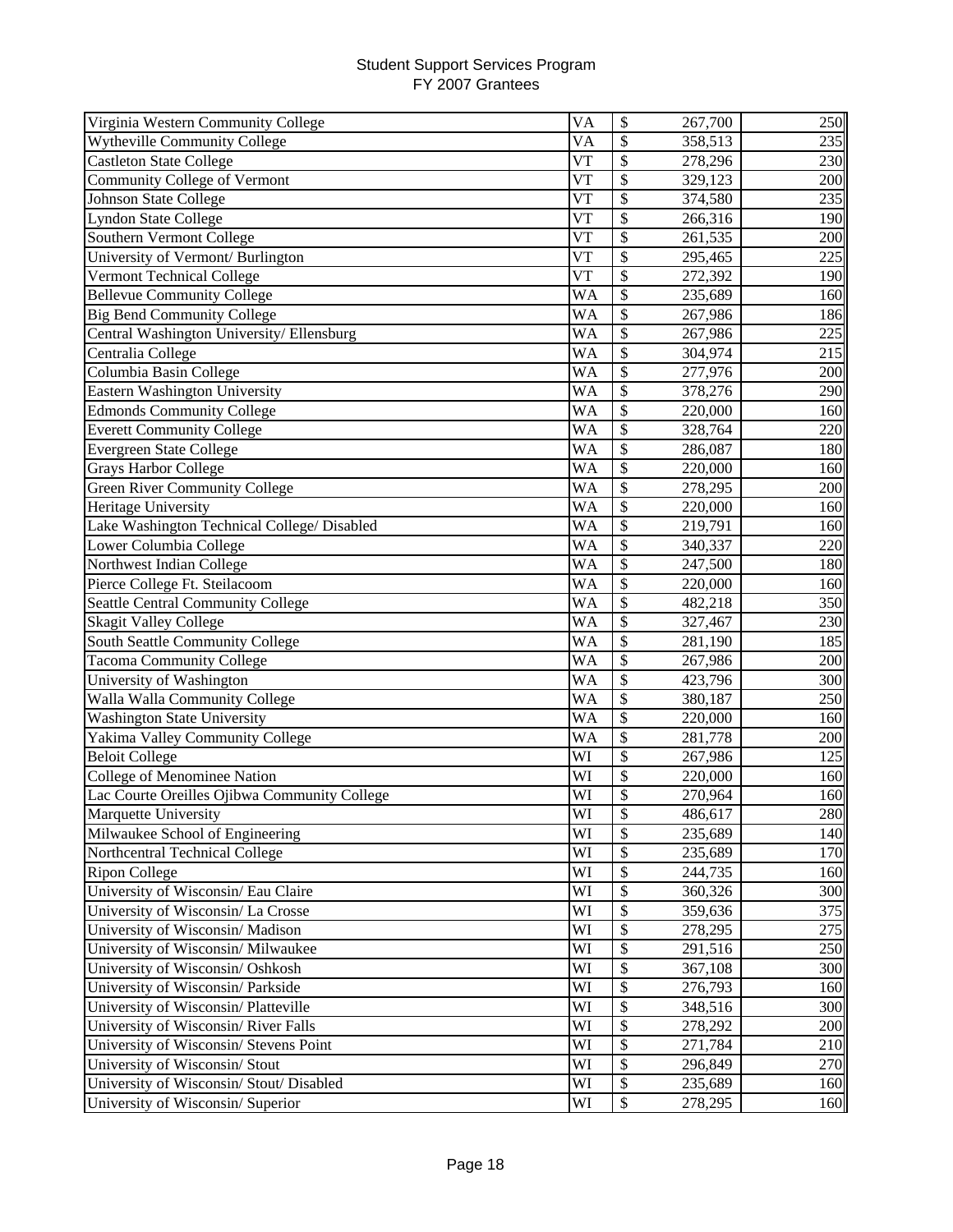# Student Support Services Program
# FY 2007 Grantees

| | | | | |
|---|---|---|---|---|
| Virginia Western Community College | VA | $ | 267,700 | 250 |
| Wytheville Community College | VA | $ | 358,513 | 235 |
| Castleton State College | VT | $ | 278,296 | 230 |
| Community College of Vermont | VT | $ | 329,123 | 200 |
| Johnson State College | VT | $ | 374,580 | 235 |
| Lyndon State College | VT | $ | 266,316 | 190 |
| Southern Vermont College | VT | $ | 261,535 | 200 |
| University of Vermont/ Burlington | VT | $ | 295,465 | 225 |
| Vermont Technical College | VT | $ | 272,392 | 190 |
| Bellevue Community College | WA | $ | 235,689 | 160 |
| Big Bend Community College | WA | $ | 267,986 | 186 |
| Central Washington University/ Ellensburg | WA | $ | 267,986 | 225 |
| Centralia College | WA | $ | 304,974 | 215 |
| Columbia Basin College | WA | $ | 277,976 | 200 |
| Eastern Washington University | WA | $ | 378,276 | 290 |
| Edmonds Community College | WA | $ | 220,000 | 160 |
| Everett Community College | WA | $ | 328,764 | 220 |
| Evergreen State College | WA | $ | 286,087 | 180 |
| Grays Harbor College | WA | $ | 220,000 | 160 |
| Green River Community College | WA | $ | 278,295 | 200 |
| Heritage University | WA | $ | 220,000 | 160 |
| Lake Washington Technical College/ Disabled | WA | $ | 219,791 | 160 |
| Lower Columbia College | WA | $ | 340,337 | 220 |
| Northwest Indian College | WA | $ | 247,500 | 180 |
| Pierce College Ft. Steilacoom | WA | $ | 220,000 | 160 |
| Seattle Central Community College | WA | $ | 482,218 | 350 |
| Skagit Valley College | WA | $ | 327,467 | 230 |
| South Seattle Community College | WA | $ | 281,190 | 185 |
| Tacoma Community College | WA | $ | 267,986 | 200 |
| University of Washington | WA | $ | 423,796 | 300 |
| Walla Walla Community College | WA | $ | 380,187 | 250 |
| Washington State University | WA | $ | 220,000 | 160 |
| Yakima Valley Community College | WA | $ | 281,778 | 200 |
| Beloit College | WI | $ | 267,986 | 125 |
| College of Menominee Nation | WI | $ | 220,000 | 160 |
| Lac Courte Oreilles Ojibwa Community College | WI | $ | 270,964 | 160 |
| Marquette University | WI | $ | 486,617 | 280 |
| Milwaukee School of Engineering | WI | $ | 235,689 | 140 |
| Northcentral Technical College | WI | $ | 235,689 | 170 |
| Ripon College | WI | $ | 244,735 | 160 |
| University of Wisconsin/ Eau Claire | WI | $ | 360,326 | 300 |
| University of Wisconsin/ La Crosse | WI | $ | 359,636 | 375 |
| University of Wisconsin/ Madison | WI | $ | 278,295 | 275 |
| University of Wisconsin/ Milwaukee | WI | $ | 291,516 | 250 |
| University of Wisconsin/ Oshkosh | WI | $ | 367,108 | 300 |
| University of Wisconsin/ Parkside | WI | $ | 276,793 | 160 |
| University of Wisconsin/ Platteville | WI | $ | 348,516 | 300 |
| University of Wisconsin/ River Falls | WI | $ | 278,292 | 200 |
| University of Wisconsin/ Stevens Point | WI | $ | 271,784 | 210 |
| University of Wisconsin/ Stout | WI | $ | 296,849 | 270 |
| University of Wisconsin/ Stout/ Disabled | WI | $ | 235,689 | 160 |
| University of Wisconsin/ Superior | WI | $ | 278,295 | 160 |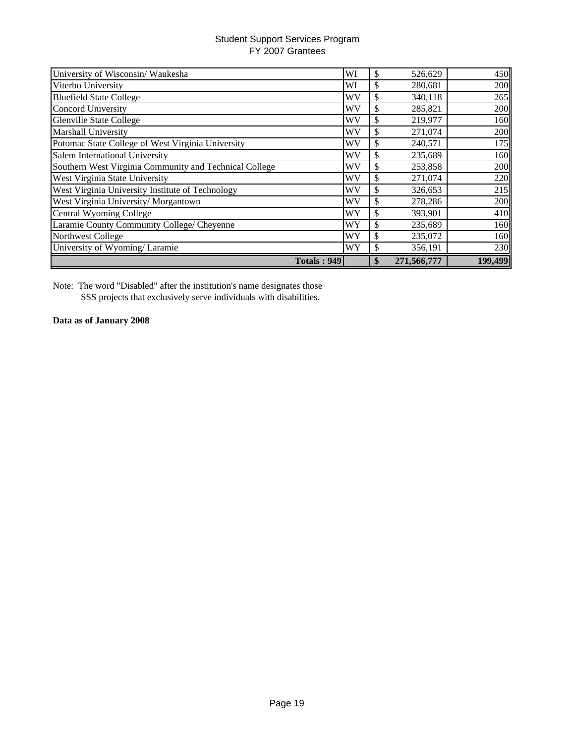# Student Support Services Program
## FY 2007 Grantees

| | | | |
|---|---|---|---|
| University of Wisconsin/ Waukesha | WI | $ 526,629 | 450 |
| Viterbo University | WI | $ 280,681 | 200 |
| Bluefield State College | WV | $ 340,118 | 265 |
| Concord University | WV | $ 285,821 | 200 |
| Glenville State College | WV | $ 219,977 | 160 |
| Marshall University | WV | $ 271,074 | 200 |
| Potomac State College of West Virginia University | WV | $ 240,571 | 175 |
| Salem International University | WV | $ 235,689 | 160 |
| Southern West Virginia Community and Technical College | WV | $ 253,858 | 200 |
| West Virginia State University | WV | $ 271,074 | 220 |
| West Virginia University Institute of Technology | WV | $ 326,653 | 215 |
| West Virginia University/ Morgantown | WV | $ 278,286 | 200 |
| Central Wyoming College | WY | $ 393,901 | 410 |
| Laramie County Community College/ Cheyenne | WY | $ 235,689 | 160 |
| Northwest College | WY | $ 235,072 | 160 |
| University of Wyoming/ Laramie | WY | $ 356,191 | 230 |
| **Totals : 949** | | **$ 271,566,777** | **199,499** |

Note: The word "Disabled" after the institution's name designates those SSS projects that exclusively serve individuals with disabilities.

**Data as of January 2008**